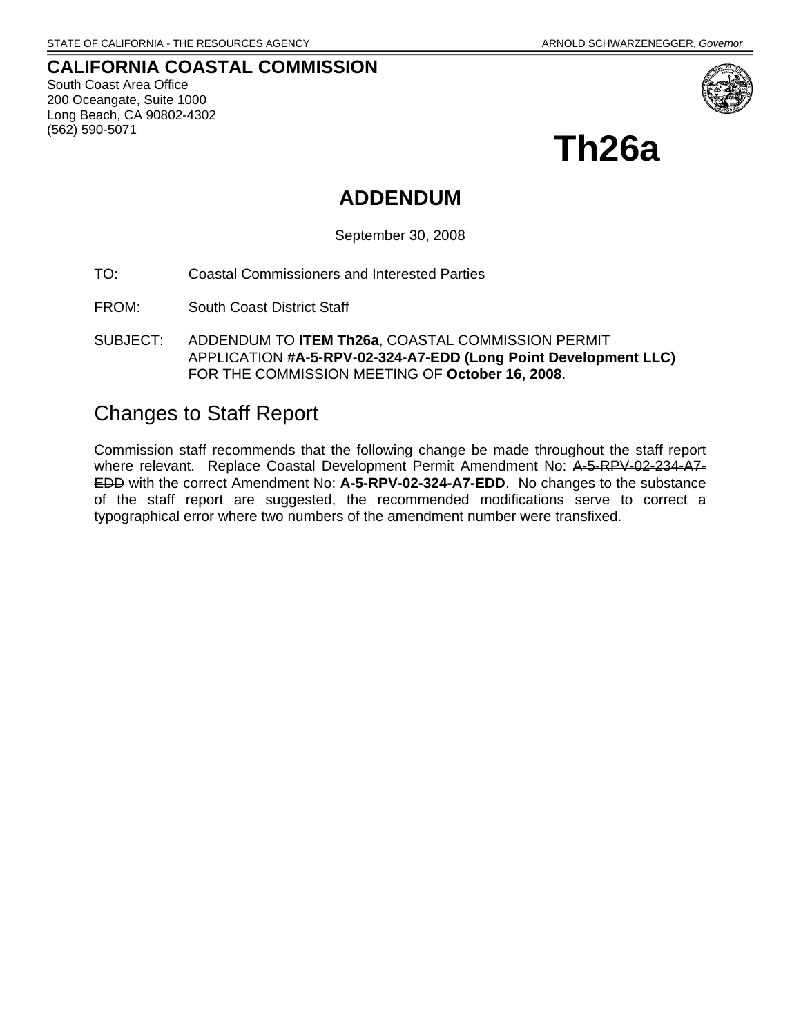STATE OF CALIFORNIA - THE RESOURCES AGENCY ARNOLD SCHWARZENEGGER, *Governor*

**CALIFORNIA COASTAL COMMISSION**
South Coast Area Office
200 Oceangate, Suite 1000
Long Beach, CA 90802-4302
(562) 590-5071

# Th26a

## ADDENDUM

September 30, 2008

TO: Coastal Commissioners and Interested Parties

FROM: South Coast District Staff

SUBJECT: ADDENDUM TO **ITEM Th26a**, COASTAL COMMISSION PERMIT APPLICATION **#A-5-RPV-02-324-A7-EDD (Long Point Development LLC)** FOR THE COMMISSION MEETING OF **October 16, 2008**.

## Changes to Staff Report

Commission staff recommends that the following change be made throughout the staff report where relevant. Replace Coastal Development Permit Amendment No: ~~A-5-RPV-02-234-A7-EDD~~ with the correct Amendment No: **A-5-RPV-02-324-A7-EDD**. No changes to the substance of the staff report are suggested, the recommended modifications serve to correct a typographical error where two numbers of the amendment number were transfixed.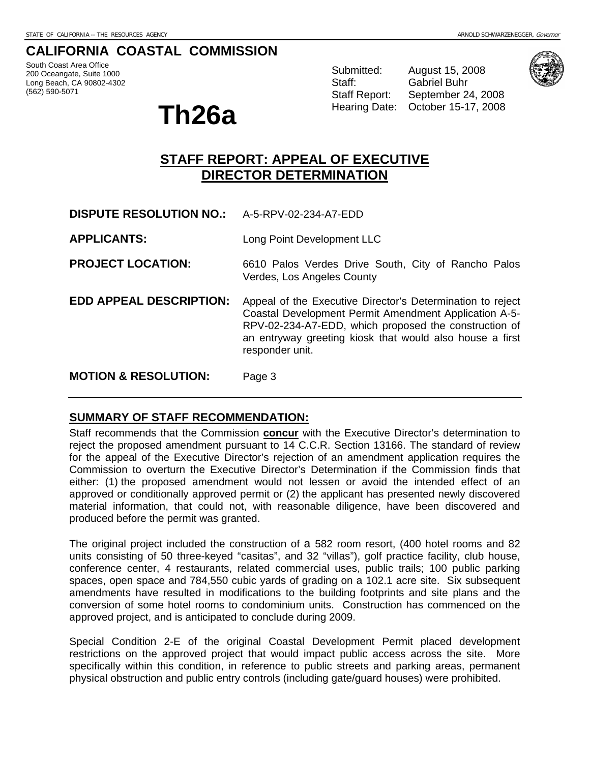STATE OF CALIFORNIA -- THE RESOURCES AGENCY

ARNOLD SCHWARZENEGGER, *Governor*

# CALIFORNIA COASTAL COMMISSION

South Coast Area Office
200 Oceangate, Suite 1000
Long Beach, CA 90802-4302
(562) 590-5071

# Th26a

Submitted: August 15, 2008
Staff: Gabriel Buhr
Staff Report: September 24, 2008
Hearing Date: October 15-17, 2008

## STAFF REPORT: APPEAL OF EXECUTIVE DIRECTOR DETERMINATION

**DISPUTE RESOLUTION NO.:** A-5-RPV-02-234-A7-EDD

**APPLICANTS:** Long Point Development LLC

**PROJECT LOCATION:** 6610 Palos Verdes Drive South, City of Rancho Palos Verdes, Los Angeles County

**EDD APPEAL DESCRIPTION:** Appeal of the Executive Director's Determination to reject Coastal Development Permit Amendment Application A-5-RPV-02-234-A7-EDD, which proposed the construction of an entryway greeting kiosk that would also house a first responder unit.

**MOTION & RESOLUTION:** Page 3

---

## SUMMARY OF STAFF RECOMMENDATION:

Staff recommends that the Commission **concur** with the Executive Director's determination to reject the proposed amendment pursuant to 14 C.C.R. Section 13166. The standard of review for the appeal of the Executive Director's rejection of an amendment application requires the Commission to overturn the Executive Director's Determination if the Commission finds that either: (1) the proposed amendment would not lessen or avoid the intended effect of an approved or conditionally approved permit or (2) the applicant has presented newly discovered material information, that could not, with reasonable diligence, have been discovered and produced before the permit was granted.

The original project included the construction of a 582 room resort, (400 hotel rooms and 82 units consisting of 50 three-keyed "casitas", and 32 "villas"), golf practice facility, club house, conference center, 4 restaurants, related commercial uses, public trails; 100 public parking spaces, open space and 784,550 cubic yards of grading on a 102.1 acre site. Six subsequent amendments have resulted in modifications to the building footprints and site plans and the conversion of some hotel rooms to condominium units. Construction has commenced on the approved project, and is anticipated to conclude during 2009.

Special Condition 2-E of the original Coastal Development Permit placed development restrictions on the approved project that would impact public access across the site. More specifically within this condition, in reference to public streets and parking areas, permanent physical obstruction and public entry controls (including gate/guard houses) were prohibited.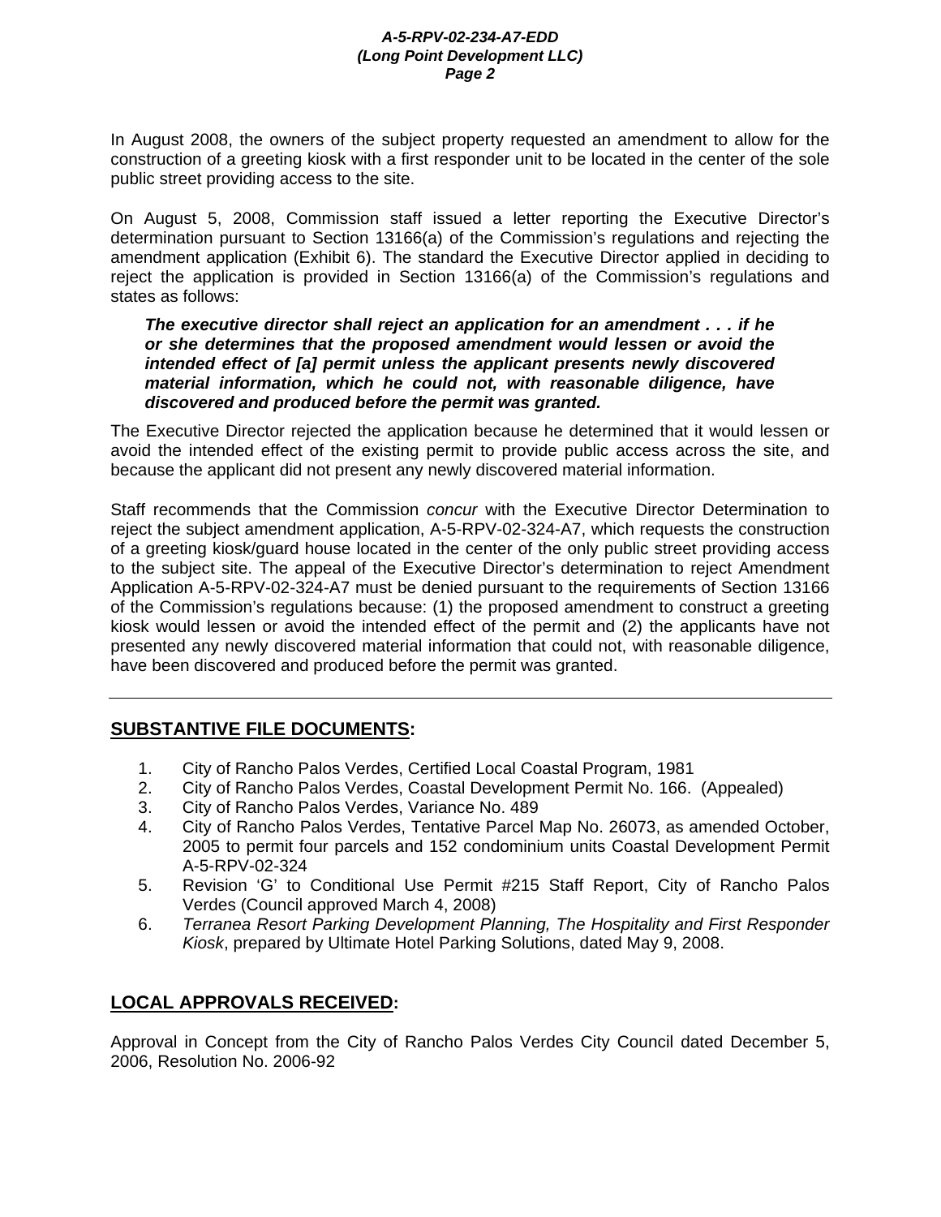In August 2008, the owners of the subject property requested an amendment to allow for the construction of a greeting kiosk with a first responder unit to be located in the center of the sole public street providing access to the site.

On August 5, 2008, Commission staff issued a letter reporting the Executive Director's determination pursuant to Section 13166(a) of the Commission's regulations and rejecting the amendment application (Exhibit 6). The standard the Executive Director applied in deciding to reject the application is provided in Section 13166(a) of the Commission's regulations and states as follows:

> ***The executive director shall reject an application for an amendment . . . if he or she determines that the proposed amendment would lessen or avoid the intended effect of [a] permit unless the applicant presents newly discovered material information, which he could not, with reasonable diligence, have discovered and produced before the permit was granted.***

The Executive Director rejected the application because he determined that it would lessen or avoid the intended effect of the existing permit to provide public access across the site, and because the applicant did not present any newly discovered material information.

Staff recommends that the Commission *concur* with the Executive Director Determination to reject the subject amendment application, A-5-RPV-02-324-A7, which requests the construction of a greeting kiosk/guard house located in the center of the only public street providing access to the subject site. The appeal of the Executive Director's determination to reject Amendment Application A-5-RPV-02-324-A7 must be denied pursuant to the requirements of Section 13166 of the Commission's regulations because: (1) the proposed amendment to construct a greeting kiosk would lessen or avoid the intended effect of the permit and (2) the applicants have not presented any newly discovered material information that could not, with reasonable diligence, have been discovered and produced before the permit was granted.

---

## **SUBSTANTIVE FILE DOCUMENTS:**

1. City of Rancho Palos Verdes, Certified Local Coastal Program, 1981
2. City of Rancho Palos Verdes, Coastal Development Permit No. 166. (Appealed)
3. City of Rancho Palos Verdes, Variance No. 489
4. City of Rancho Palos Verdes, Tentative Parcel Map No. 26073, as amended October, 2005 to permit four parcels and 152 condominium units Coastal Development Permit A-5-RPV-02-324
5. Revision 'G' to Conditional Use Permit #215 Staff Report, City of Rancho Palos Verdes (Council approved March 4, 2008)
6. *Terranea Resort Parking Development Planning, The Hospitality and First Responder Kiosk*, prepared by Ultimate Hotel Parking Solutions, dated May 9, 2008.

## **LOCAL APPROVALS RECEIVED:**

Approval in Concept from the City of Rancho Palos Verdes City Council dated December 5, 2006, Resolution No. 2006-92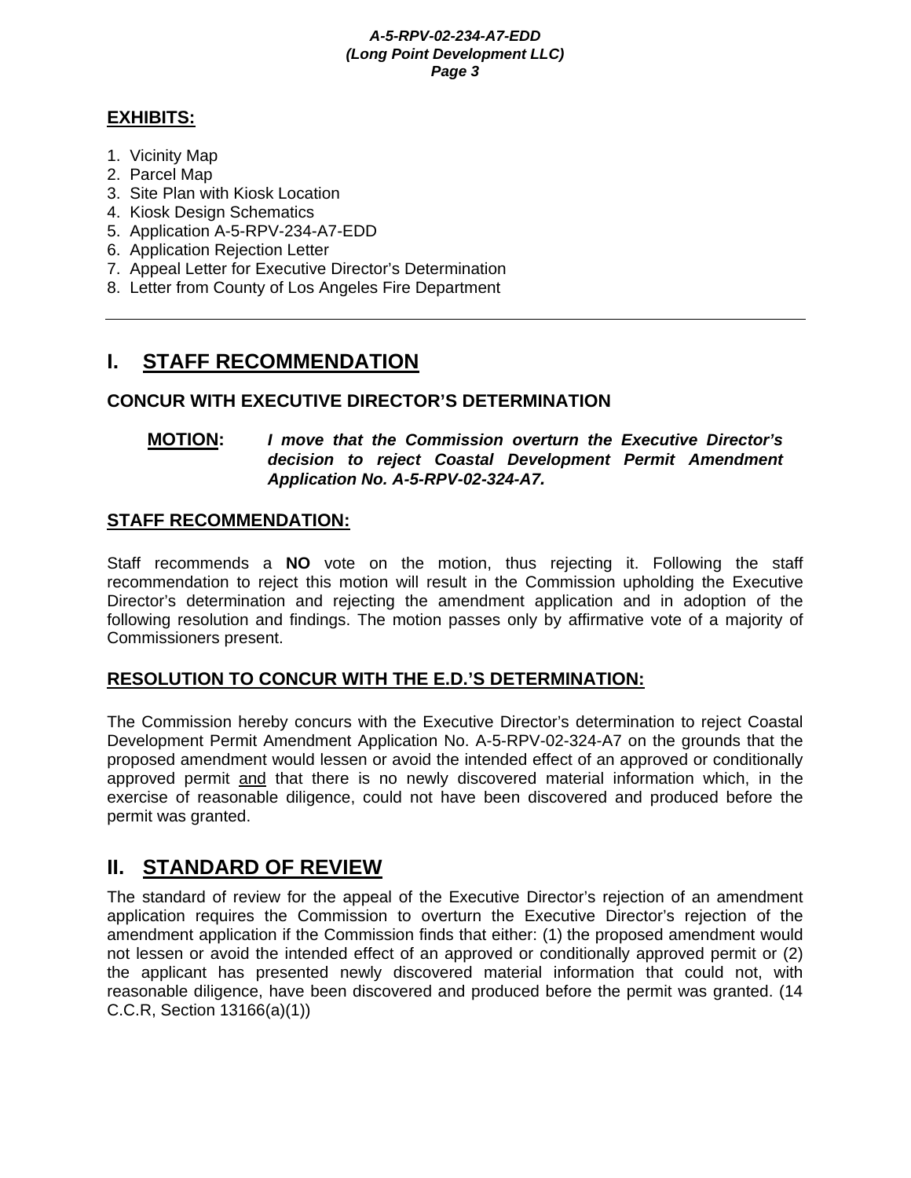## EXHIBITS:

1. Vicinity Map
2. Parcel Map
3. Site Plan with Kiosk Location
4. Kiosk Design Schematics
5. Application A-5-RPV-234-A7-EDD
6. Application Rejection Letter
7. Appeal Letter for Executive Director's Determination
8. Letter from County of Los Angeles Fire Department

---

# I. STAFF RECOMMENDATION

### CONCUR WITH EXECUTIVE DIRECTOR'S DETERMINATION

**MOTION:** ***I move that the Commission overturn the Executive Director's decision to reject Coastal Development Permit Amendment Application No. A-5-RPV-02-324-A7.***

### STAFF RECOMMENDATION:

Staff recommends a **NO** vote on the motion, thus rejecting it. Following the staff recommendation to reject this motion will result in the Commission upholding the Executive Director's determination and rejecting the amendment application and in adoption of the following resolution and findings. The motion passes only by affirmative vote of a majority of Commissioners present.

### RESOLUTION TO CONCUR WITH THE E.D.'S DETERMINATION:

The Commission hereby concurs with the Executive Director's determination to reject Coastal Development Permit Amendment Application No. A-5-RPV-02-324-A7 on the grounds that the proposed amendment would lessen or avoid the intended effect of an approved or conditionally approved permit and that there is no newly discovered material information which, in the exercise of reasonable diligence, could not have been discovered and produced before the permit was granted.

# II. STANDARD OF REVIEW

The standard of review for the appeal of the Executive Director's rejection of an amendment application requires the Commission to overturn the Executive Director's rejection of the amendment application if the Commission finds that either: (1) the proposed amendment would not lessen or avoid the intended effect of an approved or conditionally approved permit or (2) the applicant has presented newly discovered material information that could not, with reasonable diligence, have been discovered and produced before the permit was granted. (14 C.C.R, Section 13166(a)(1))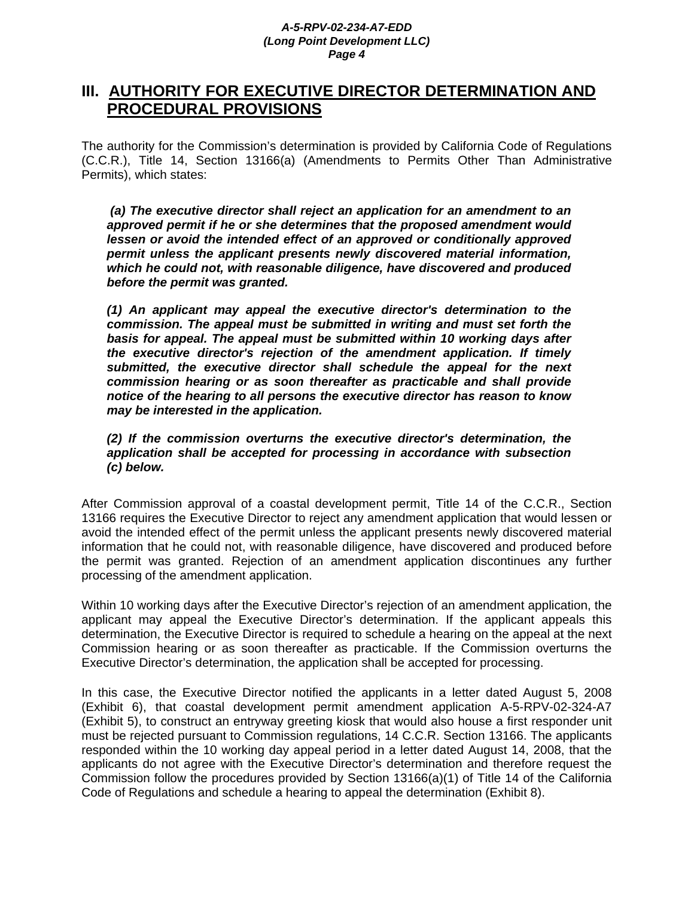## III. AUTHORITY FOR EXECUTIVE DIRECTOR DETERMINATION AND PROCEDURAL PROVISIONS

The authority for the Commission's determination is provided by California Code of Regulations (C.C.R.), Title 14, Section 13166(a) (Amendments to Permits Other Than Administrative Permits), which states:

> ***(a) The executive director shall reject an application for an amendment to an approved permit if he or she determines that the proposed amendment would lessen or avoid the intended effect of an approved or conditionally approved permit unless the applicant presents newly discovered material information, which he could not, with reasonable diligence, have discovered and produced before the permit was granted.***
>
> ***(1) An applicant may appeal the executive director's determination to the commission. The appeal must be submitted in writing and must set forth the basis for appeal. The appeal must be submitted within 10 working days after the executive director's rejection of the amendment application. If timely submitted, the executive director shall schedule the appeal for the next commission hearing or as soon thereafter as practicable and shall provide notice of the hearing to all persons the executive director has reason to know may be interested in the application.***
>
> ***(2) If the commission overturns the executive director's determination, the application shall be accepted for processing in accordance with subsection (c) below.***

After Commission approval of a coastal development permit, Title 14 of the C.C.R., Section 13166 requires the Executive Director to reject any amendment application that would lessen or avoid the intended effect of the permit unless the applicant presents newly discovered material information that he could not, with reasonable diligence, have discovered and produced before the permit was granted. Rejection of an amendment application discontinues any further processing of the amendment application.

Within 10 working days after the Executive Director's rejection of an amendment application, the applicant may appeal the Executive Director's determination. If the applicant appeals this determination, the Executive Director is required to schedule a hearing on the appeal at the next Commission hearing or as soon thereafter as practicable. If the Commission overturns the Executive Director's determination, the application shall be accepted for processing.

In this case, the Executive Director notified the applicants in a letter dated August 5, 2008 (Exhibit 6), that coastal development permit amendment application A-5-RPV-02-324-A7 (Exhibit 5), to construct an entryway greeting kiosk that would also house a first responder unit must be rejected pursuant to Commission regulations, 14 C.C.R. Section 13166. The applicants responded within the 10 working day appeal period in a letter dated August 14, 2008, that the applicants do not agree with the Executive Director's determination and therefore request the Commission follow the procedures provided by Section 13166(a)(1) of Title 14 of the California Code of Regulations and schedule a hearing to appeal the determination (Exhibit 8).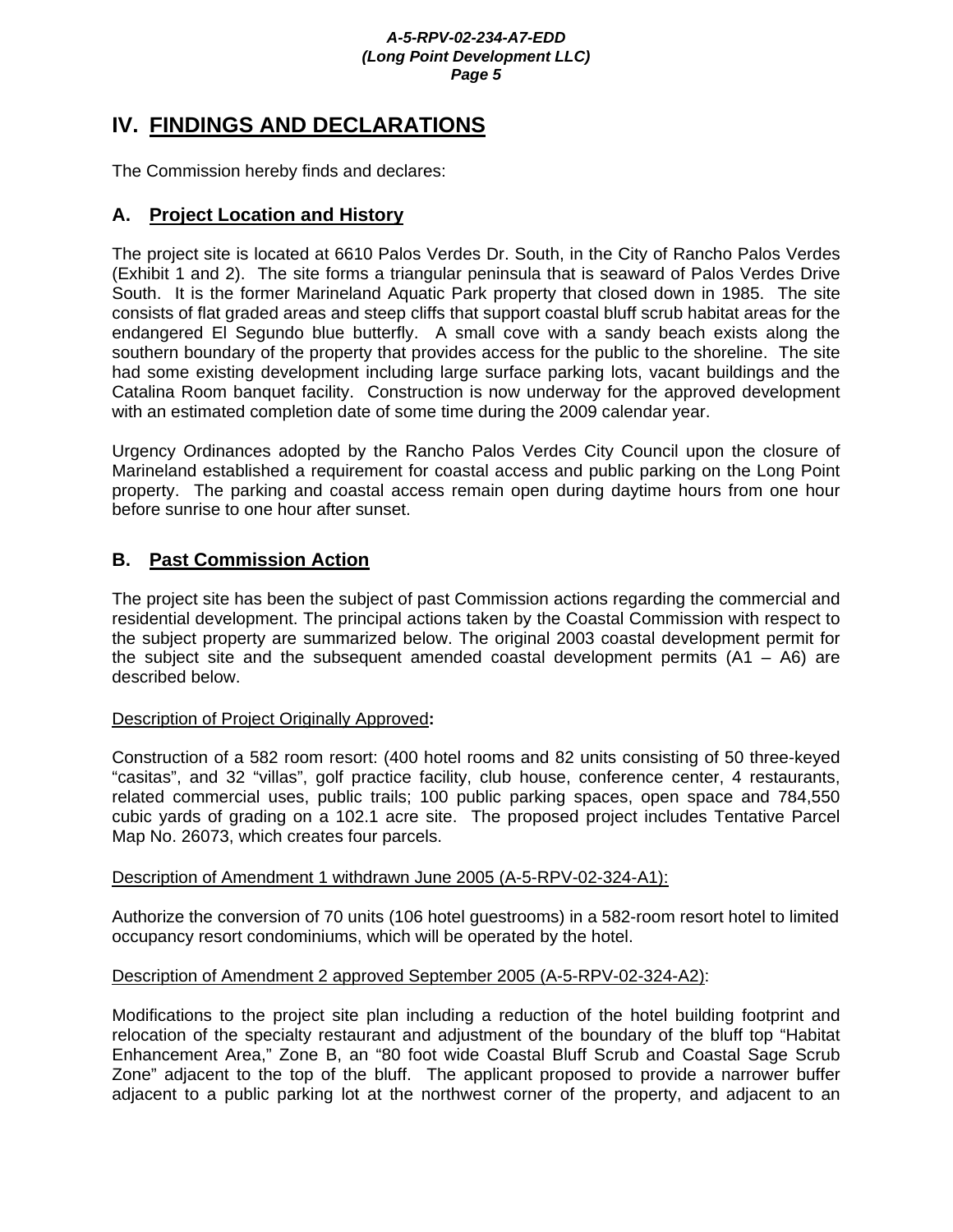## IV. FINDINGS AND DECLARATIONS

The Commission hereby finds and declares:

### A. Project Location and History

The project site is located at 6610 Palos Verdes Dr. South, in the City of Rancho Palos Verdes (Exhibit 1 and 2). The site forms a triangular peninsula that is seaward of Palos Verdes Drive South. It is the former Marineland Aquatic Park property that closed down in 1985. The site consists of flat graded areas and steep cliffs that support coastal bluff scrub habitat areas for the endangered El Segundo blue butterfly. A small cove with a sandy beach exists along the southern boundary of the property that provides access for the public to the shoreline. The site had some existing development including large surface parking lots, vacant buildings and the Catalina Room banquet facility. Construction is now underway for the approved development with an estimated completion date of some time during the 2009 calendar year.

Urgency Ordinances adopted by the Rancho Palos Verdes City Council upon the closure of Marineland established a requirement for coastal access and public parking on the Long Point property. The parking and coastal access remain open during daytime hours from one hour before sunrise to one hour after sunset.

### B. Past Commission Action

The project site has been the subject of past Commission actions regarding the commercial and residential development. The principal actions taken by the Coastal Commission with respect to the subject property are summarized below. The original 2003 coastal development permit for the subject site and the subsequent amended coastal development permits (A1 – A6) are described below.

Description of Project Originally Approved**:**

Construction of a 582 room resort: (400 hotel rooms and 82 units consisting of 50 three-keyed "casitas", and 32 "villas", golf practice facility, club house, conference center, 4 restaurants, related commercial uses, public trails; 100 public parking spaces, open space and 784,550 cubic yards of grading on a 102.1 acre site. The proposed project includes Tentative Parcel Map No. 26073, which creates four parcels.

Description of Amendment 1 withdrawn June 2005 (A-5-RPV-02-324-A1):

Authorize the conversion of 70 units (106 hotel guestrooms) in a 582-room resort hotel to limited occupancy resort condominiums, which will be operated by the hotel.

Description of Amendment 2 approved September 2005 (A-5-RPV-02-324-A2):

Modifications to the project site plan including a reduction of the hotel building footprint and relocation of the specialty restaurant and adjustment of the boundary of the bluff top "Habitat Enhancement Area," Zone B, an "80 foot wide Coastal Bluff Scrub and Coastal Sage Scrub Zone" adjacent to the top of the bluff. The applicant proposed to provide a narrower buffer adjacent to a public parking lot at the northwest corner of the property, and adjacent to an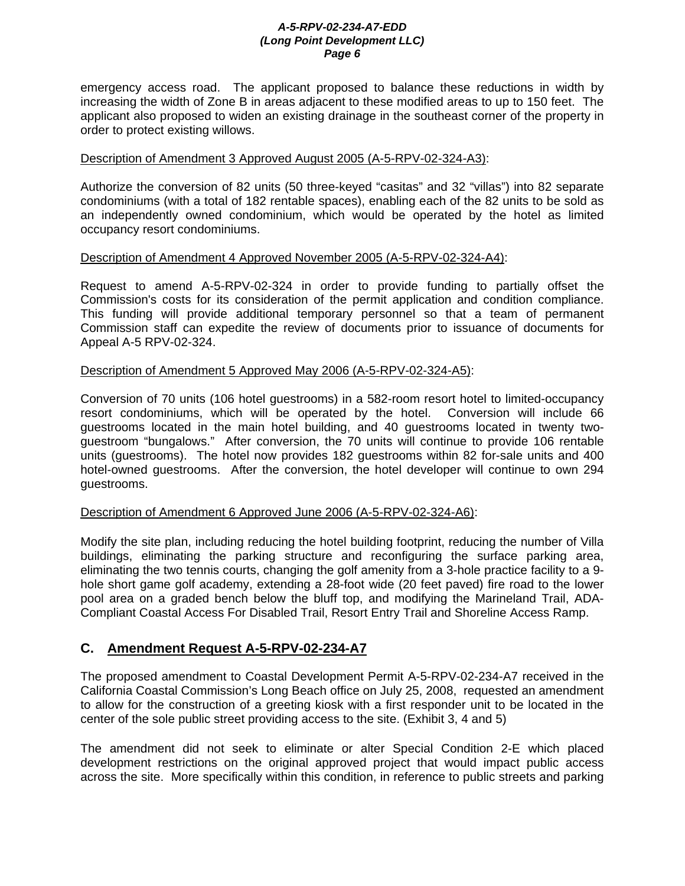emergency access road. The applicant proposed to balance these reductions in width by increasing the width of Zone B in areas adjacent to these modified areas to up to 150 feet. The applicant also proposed to widen an existing drainage in the southeast corner of the property in order to protect existing willows.

Description of Amendment 3 Approved August 2005 (A-5-RPV-02-324-A3):

Authorize the conversion of 82 units (50 three-keyed "casitas" and 32 "villas") into 82 separate condominiums (with a total of 182 rentable spaces), enabling each of the 82 units to be sold as an independently owned condominium, which would be operated by the hotel as limited occupancy resort condominiums.

Description of Amendment 4 Approved November 2005 (A-5-RPV-02-324-A4):

Request to amend A-5-RPV-02-324 in order to provide funding to partially offset the Commission's costs for its consideration of the permit application and condition compliance. This funding will provide additional temporary personnel so that a team of permanent Commission staff can expedite the review of documents prior to issuance of documents for Appeal A-5 RPV-02-324.

Description of Amendment 5 Approved May 2006 (A-5-RPV-02-324-A5):

Conversion of 70 units (106 hotel guestrooms) in a 582-room resort hotel to limited-occupancy resort condominiums, which will be operated by the hotel. Conversion will include 66 guestrooms located in the main hotel building, and 40 guestrooms located in twenty two-guestroom "bungalows." After conversion, the 70 units will continue to provide 106 rentable units (guestrooms). The hotel now provides 182 guestrooms within 82 for-sale units and 400 hotel-owned guestrooms. After the conversion, the hotel developer will continue to own 294 guestrooms.

Description of Amendment 6 Approved June 2006 (A-5-RPV-02-324-A6):

Modify the site plan, including reducing the hotel building footprint, reducing the number of Villa buildings, eliminating the parking structure and reconfiguring the surface parking area, eliminating the two tennis courts, changing the golf amenity from a 3-hole practice facility to a 9-hole short game golf academy, extending a 28-foot wide (20 feet paved) fire road to the lower pool area on a graded bench below the bluff top, and modifying the Marineland Trail, ADA-Compliant Coastal Access For Disabled Trail, Resort Entry Trail and Shoreline Access Ramp.

## C. Amendment Request A-5-RPV-02-234-A7

The proposed amendment to Coastal Development Permit A-5-RPV-02-234-A7 received in the California Coastal Commission's Long Beach office on July 25, 2008, requested an amendment to allow for the construction of a greeting kiosk with a first responder unit to be located in the center of the sole public street providing access to the site. (Exhibit 3, 4 and 5)

The amendment did not seek to eliminate or alter Special Condition 2-E which placed development restrictions on the original approved project that would impact public access across the site. More specifically within this condition, in reference to public streets and parking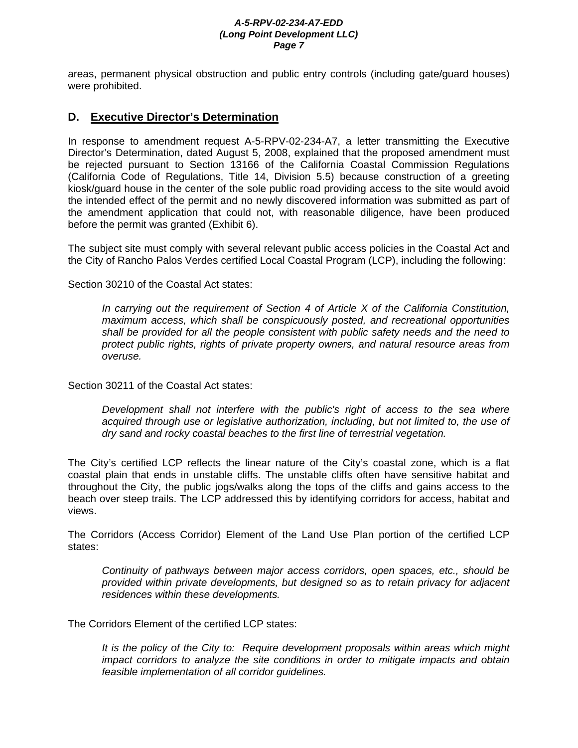areas, permanent physical obstruction and public entry controls (including gate/guard houses) were prohibited.

## D. Executive Director's Determination

In response to amendment request A-5-RPV-02-234-A7, a letter transmitting the Executive Director's Determination, dated August 5, 2008, explained that the proposed amendment must be rejected pursuant to Section 13166 of the California Coastal Commission Regulations (California Code of Regulations, Title 14, Division 5.5) because construction of a greeting kiosk/guard house in the center of the sole public road providing access to the site would avoid the intended effect of the permit and no newly discovered information was submitted as part of the amendment application that could not, with reasonable diligence, have been produced before the permit was granted (Exhibit 6).

The subject site must comply with several relevant public access policies in the Coastal Act and the City of Rancho Palos Verdes certified Local Coastal Program (LCP), including the following:

Section 30210 of the Coastal Act states:

> *In carrying out the requirement of Section 4 of Article X of the California Constitution, maximum access, which shall be conspicuously posted, and recreational opportunities shall be provided for all the people consistent with public safety needs and the need to protect public rights, rights of private property owners, and natural resource areas from overuse.*

Section 30211 of the Coastal Act states:

> *Development shall not interfere with the public's right of access to the sea where acquired through use or legislative authorization, including, but not limited to, the use of dry sand and rocky coastal beaches to the first line of terrestrial vegetation.*

The City's certified LCP reflects the linear nature of the City's coastal zone, which is a flat coastal plain that ends in unstable cliffs. The unstable cliffs often have sensitive habitat and throughout the City, the public jogs/walks along the tops of the cliffs and gains access to the beach over steep trails. The LCP addressed this by identifying corridors for access, habitat and views.

The Corridors (Access Corridor) Element of the Land Use Plan portion of the certified LCP states:

> *Continuity of pathways between major access corridors, open spaces, etc., should be provided within private developments, but designed so as to retain privacy for adjacent residences within these developments.*

The Corridors Element of the certified LCP states:

> *It is the policy of the City to: Require development proposals within areas which might impact corridors to analyze the site conditions in order to mitigate impacts and obtain feasible implementation of all corridor guidelines.*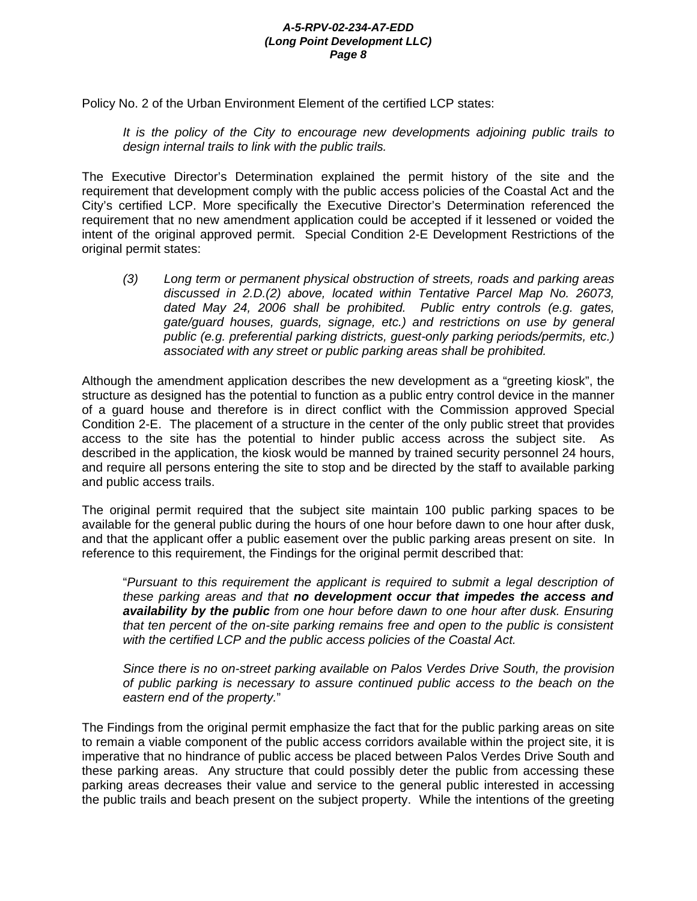Policy No. 2 of the Urban Environment Element of the certified LCP states:

> *It is the policy of the City to encourage new developments adjoining public trails to design internal trails to link with the public trails.*

The Executive Director's Determination explained the permit history of the site and the requirement that development comply with the public access policies of the Coastal Act and the City's certified LCP. More specifically the Executive Director's Determination referenced the requirement that no new amendment application could be accepted if it lessened or voided the intent of the original approved permit. Special Condition 2-E Development Restrictions of the original permit states:

> *(3) Long term or permanent physical obstruction of streets, roads and parking areas discussed in 2.D.(2) above, located within Tentative Parcel Map No. 26073, dated May 24, 2006 shall be prohibited. Public entry controls (e.g. gates, gate/guard houses, guards, signage, etc.) and restrictions on use by general public (e.g. preferential parking districts, guest-only parking periods/permits, etc.) associated with any street or public parking areas shall be prohibited.*

Although the amendment application describes the new development as a "greeting kiosk", the structure as designed has the potential to function as a public entry control device in the manner of a guard house and therefore is in direct conflict with the Commission approved Special Condition 2-E. The placement of a structure in the center of the only public street that provides access to the site has the potential to hinder public access across the subject site. As described in the application, the kiosk would be manned by trained security personnel 24 hours, and require all persons entering the site to stop and be directed by the staff to available parking and public access trails.

The original permit required that the subject site maintain 100 public parking spaces to be available for the general public during the hours of one hour before dawn to one hour after dusk, and that the applicant offer a public easement over the public parking areas present on site. In reference to this requirement, the Findings for the original permit described that:

> "*Pursuant to this requirement the applicant is required to submit a legal description of these parking areas and that* ***no development occur that impedes the access and availability by the public*** *from one hour before dawn to one hour after dusk. Ensuring that ten percent of the on-site parking remains free and open to the public is consistent with the certified LCP and the public access policies of the Coastal Act.*
>
> *Since there is no on-street parking available on Palos Verdes Drive South, the provision of public parking is necessary to assure continued public access to the beach on the eastern end of the property.*"

The Findings from the original permit emphasize the fact that for the public parking areas on site to remain a viable component of the public access corridors available within the project site, it is imperative that no hindrance of public access be placed between Palos Verdes Drive South and these parking areas. Any structure that could possibly deter the public from accessing these parking areas decreases their value and service to the general public interested in accessing the public trails and beach present on the subject property. While the intentions of the greeting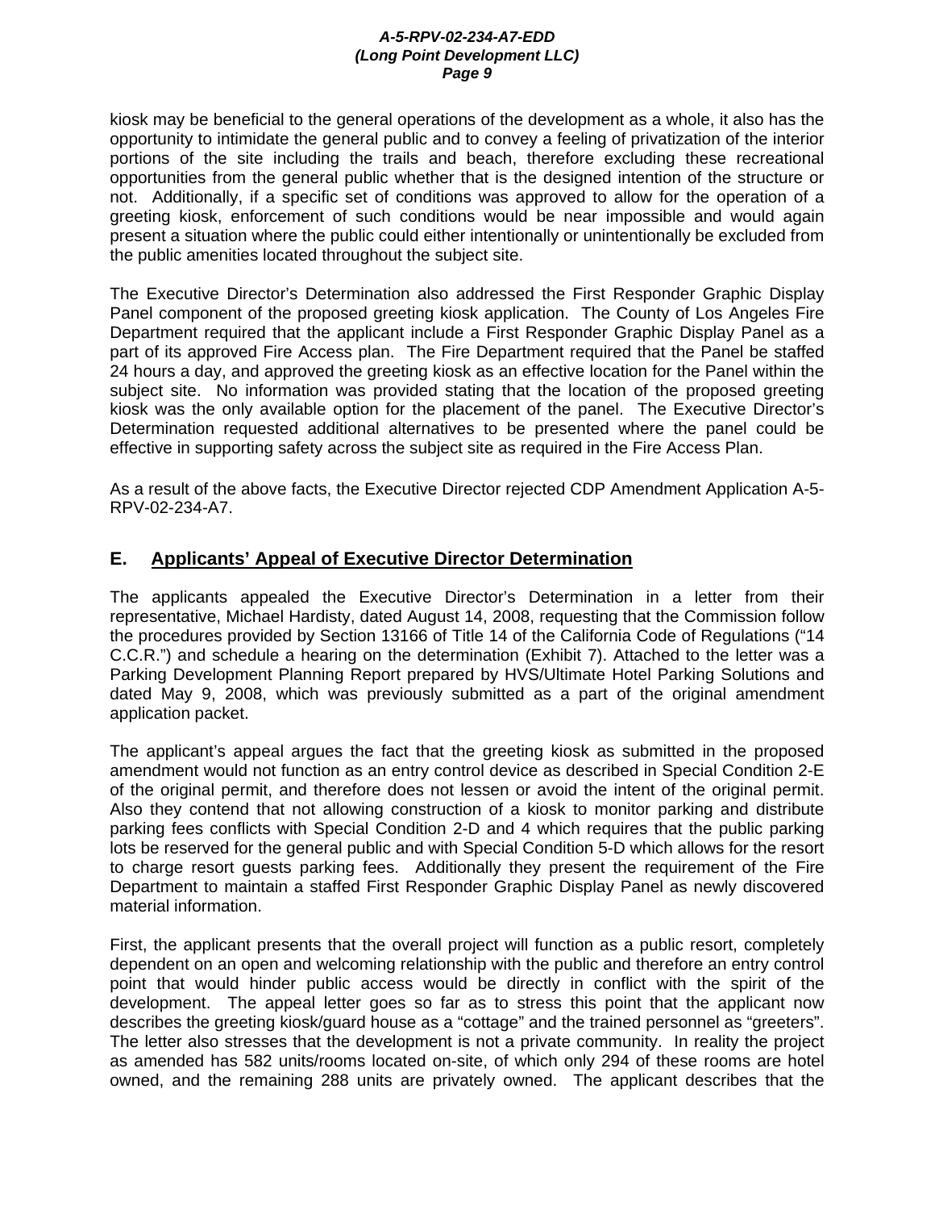kiosk may be beneficial to the general operations of the development as a whole, it also has the opportunity to intimidate the general public and to convey a feeling of privatization of the interior portions of the site including the trails and beach, therefore excluding these recreational opportunities from the general public whether that is the designed intention of the structure or not. Additionally, if a specific set of conditions was approved to allow for the operation of a greeting kiosk, enforcement of such conditions would be near impossible and would again present a situation where the public could either intentionally or unintentionally be excluded from the public amenities located throughout the subject site.

The Executive Director's Determination also addressed the First Responder Graphic Display Panel component of the proposed greeting kiosk application. The County of Los Angeles Fire Department required that the applicant include a First Responder Graphic Display Panel as a part of its approved Fire Access plan. The Fire Department required that the Panel be staffed 24 hours a day, and approved the greeting kiosk as an effective location for the Panel within the subject site. No information was provided stating that the location of the proposed greeting kiosk was the only available option for the placement of the panel. The Executive Director's Determination requested additional alternatives to be presented where the panel could be effective in supporting safety across the subject site as required in the Fire Access Plan.

As a result of the above facts, the Executive Director rejected CDP Amendment Application A-5-RPV-02-234-A7.

## E. Applicants' Appeal of Executive Director Determination

The applicants appealed the Executive Director's Determination in a letter from their representative, Michael Hardisty, dated August 14, 2008, requesting that the Commission follow the procedures provided by Section 13166 of Title 14 of the California Code of Regulations ("14 C.C.R.") and schedule a hearing on the determination (Exhibit 7). Attached to the letter was a Parking Development Planning Report prepared by HVS/Ultimate Hotel Parking Solutions and dated May 9, 2008, which was previously submitted as a part of the original amendment application packet.

The applicant's appeal argues the fact that the greeting kiosk as submitted in the proposed amendment would not function as an entry control device as described in Special Condition 2-E of the original permit, and therefore does not lessen or avoid the intent of the original permit. Also they contend that not allowing construction of a kiosk to monitor parking and distribute parking fees conflicts with Special Condition 2-D and 4 which requires that the public parking lots be reserved for the general public and with Special Condition 5-D which allows for the resort to charge resort guests parking fees. Additionally they present the requirement of the Fire Department to maintain a staffed First Responder Graphic Display Panel as newly discovered material information.

First, the applicant presents that the overall project will function as a public resort, completely dependent on an open and welcoming relationship with the public and therefore an entry control point that would hinder public access would be directly in conflict with the spirit of the development. The appeal letter goes so far as to stress this point that the applicant now describes the greeting kiosk/guard house as a "cottage" and the trained personnel as "greeters". The letter also stresses that the development is not a private community. In reality the project as amended has 582 units/rooms located on-site, of which only 294 of these rooms are hotel owned, and the remaining 288 units are privately owned. The applicant describes that the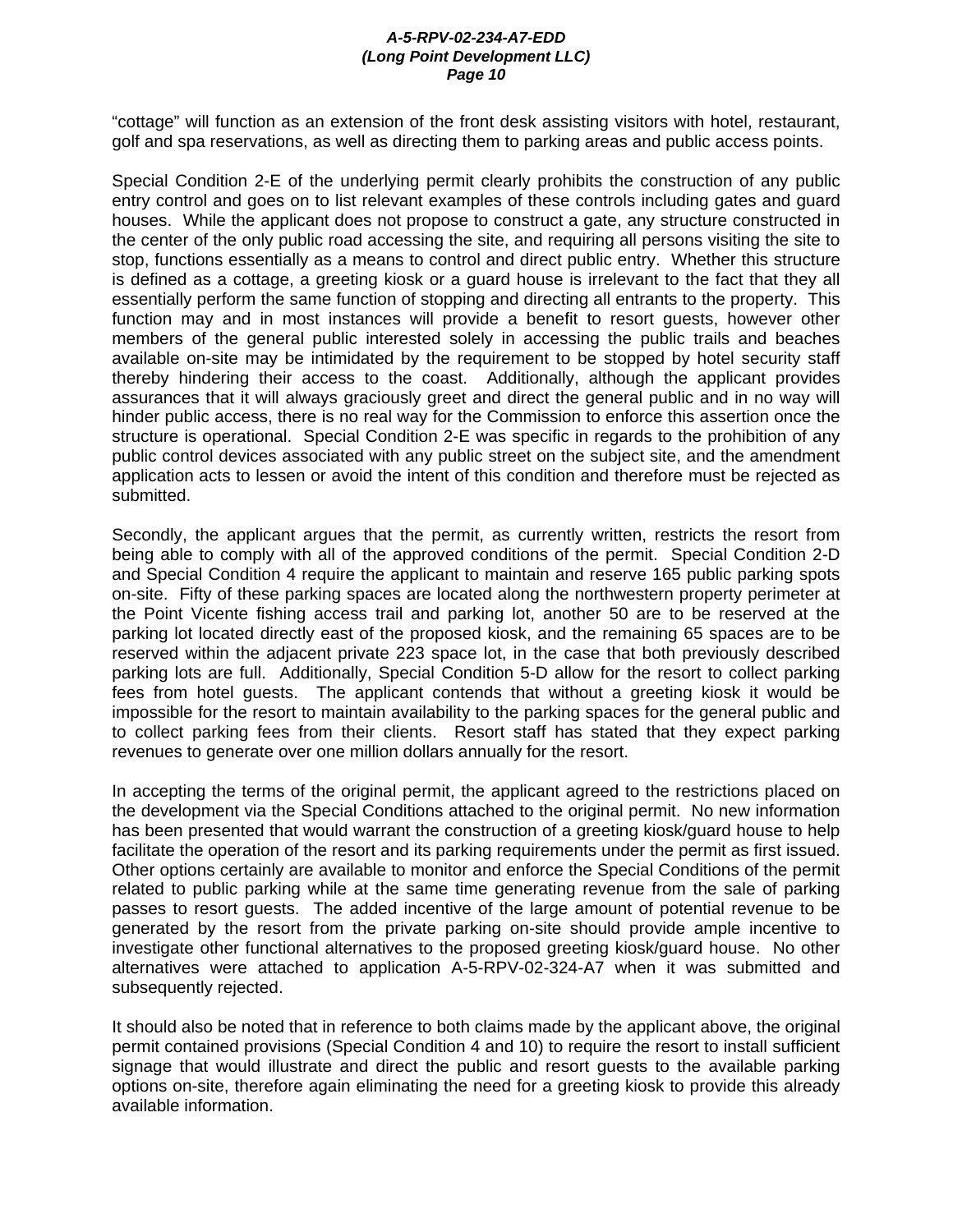"cottage" will function as an extension of the front desk assisting visitors with hotel, restaurant, golf and spa reservations, as well as directing them to parking areas and public access points.

Special Condition 2-E of the underlying permit clearly prohibits the construction of any public entry control and goes on to list relevant examples of these controls including gates and guard houses. While the applicant does not propose to construct a gate, any structure constructed in the center of the only public road accessing the site, and requiring all persons visiting the site to stop, functions essentially as a means to control and direct public entry. Whether this structure is defined as a cottage, a greeting kiosk or a guard house is irrelevant to the fact that they all essentially perform the same function of stopping and directing all entrants to the property. This function may and in most instances will provide a benefit to resort guests, however other members of the general public interested solely in accessing the public trails and beaches available on-site may be intimidated by the requirement to be stopped by hotel security staff thereby hindering their access to the coast. Additionally, although the applicant provides assurances that it will always graciously greet and direct the general public and in no way will hinder public access, there is no real way for the Commission to enforce this assertion once the structure is operational. Special Condition 2-E was specific in regards to the prohibition of any public control devices associated with any public street on the subject site, and the amendment application acts to lessen or avoid the intent of this condition and therefore must be rejected as submitted.

Secondly, the applicant argues that the permit, as currently written, restricts the resort from being able to comply with all of the approved conditions of the permit. Special Condition 2-D and Special Condition 4 require the applicant to maintain and reserve 165 public parking spots on-site. Fifty of these parking spaces are located along the northwestern property perimeter at the Point Vicente fishing access trail and parking lot, another 50 are to be reserved at the parking lot located directly east of the proposed kiosk, and the remaining 65 spaces are to be reserved within the adjacent private 223 space lot, in the case that both previously described parking lots are full. Additionally, Special Condition 5-D allow for the resort to collect parking fees from hotel guests. The applicant contends that without a greeting kiosk it would be impossible for the resort to maintain availability to the parking spaces for the general public and to collect parking fees from their clients. Resort staff has stated that they expect parking revenues to generate over one million dollars annually for the resort.

In accepting the terms of the original permit, the applicant agreed to the restrictions placed on the development via the Special Conditions attached to the original permit. No new information has been presented that would warrant the construction of a greeting kiosk/guard house to help facilitate the operation of the resort and its parking requirements under the permit as first issued. Other options certainly are available to monitor and enforce the Special Conditions of the permit related to public parking while at the same time generating revenue from the sale of parking passes to resort guests. The added incentive of the large amount of potential revenue to be generated by the resort from the private parking on-site should provide ample incentive to investigate other functional alternatives to the proposed greeting kiosk/guard house. No other alternatives were attached to application A-5-RPV-02-324-A7 when it was submitted and subsequently rejected.

It should also be noted that in reference to both claims made by the applicant above, the original permit contained provisions (Special Condition 4 and 10) to require the resort to install sufficient signage that would illustrate and direct the public and resort guests to the available parking options on-site, therefore again eliminating the need for a greeting kiosk to provide this already available information.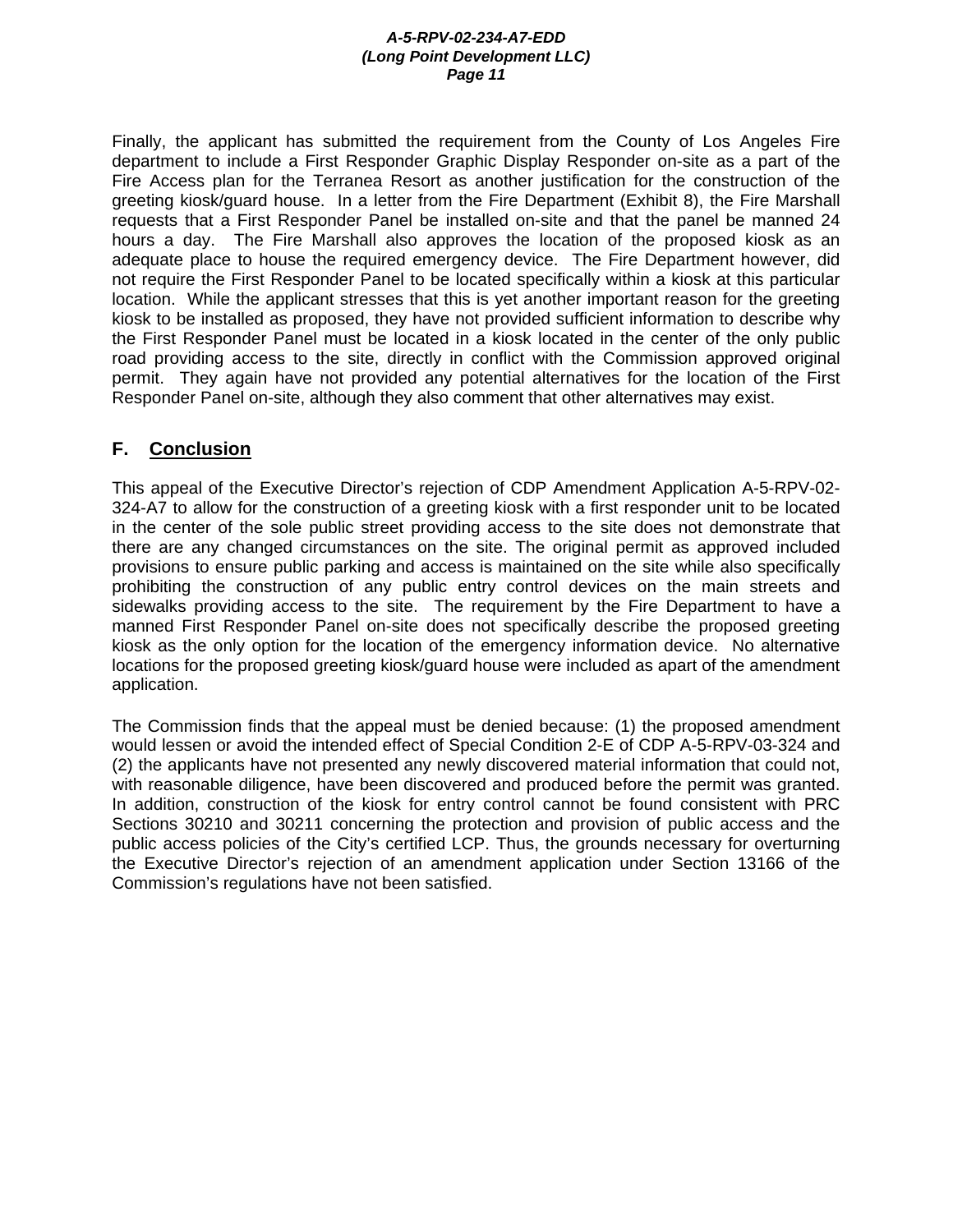Finally, the applicant has submitted the requirement from the County of Los Angeles Fire department to include a First Responder Graphic Display Responder on-site as a part of the Fire Access plan for the Terranea Resort as another justification for the construction of the greeting kiosk/guard house. In a letter from the Fire Department (Exhibit 8), the Fire Marshall requests that a First Responder Panel be installed on-site and that the panel be manned 24 hours a day. The Fire Marshall also approves the location of the proposed kiosk as an adequate place to house the required emergency device. The Fire Department however, did not require the First Responder Panel to be located specifically within a kiosk at this particular location. While the applicant stresses that this is yet another important reason for the greeting kiosk to be installed as proposed, they have not provided sufficient information to describe why the First Responder Panel must be located in a kiosk located in the center of the only public road providing access to the site, directly in conflict with the Commission approved original permit. They again have not provided any potential alternatives for the location of the First Responder Panel on-site, although they also comment that other alternatives may exist.

## F. Conclusion

This appeal of the Executive Director's rejection of CDP Amendment Application A-5-RPV-02-324-A7 to allow for the construction of a greeting kiosk with a first responder unit to be located in the center of the sole public street providing access to the site does not demonstrate that there are any changed circumstances on the site. The original permit as approved included provisions to ensure public parking and access is maintained on the site while also specifically prohibiting the construction of any public entry control devices on the main streets and sidewalks providing access to the site. The requirement by the Fire Department to have a manned First Responder Panel on-site does not specifically describe the proposed greeting kiosk as the only option for the location of the emergency information device. No alternative locations for the proposed greeting kiosk/guard house were included as apart of the amendment application.

The Commission finds that the appeal must be denied because: (1) the proposed amendment would lessen or avoid the intended effect of Special Condition 2-E of CDP A-5-RPV-03-324 and (2) the applicants have not presented any newly discovered material information that could not, with reasonable diligence, have been discovered and produced before the permit was granted. In addition, construction of the kiosk for entry control cannot be found consistent with PRC Sections 30210 and 30211 concerning the protection and provision of public access and the public access policies of the City's certified LCP. Thus, the grounds necessary for overturning the Executive Director's rejection of an amendment application under Section 13166 of the Commission's regulations have not been satisfied.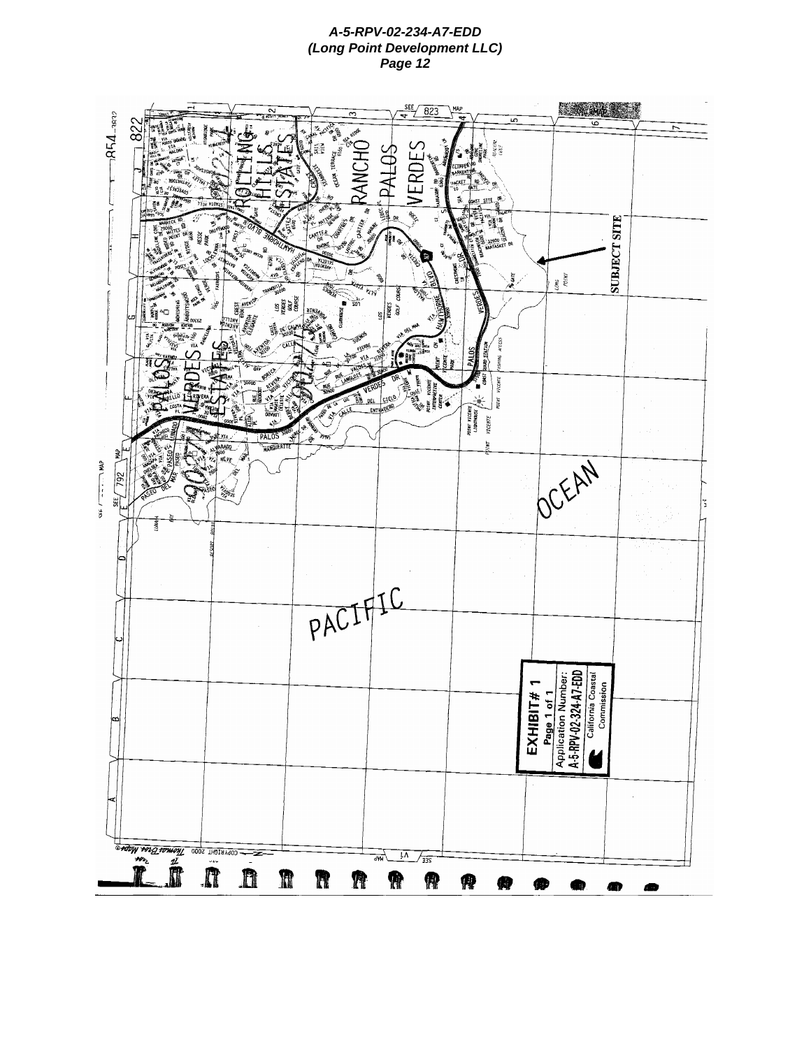SUBJECT SITE

PACIFIC

OCEAN

**EXHIBIT # 1**

Page 1 of 1

Application Number:

A-5-RPV-02-324-A7-EDD

California Coastal Commission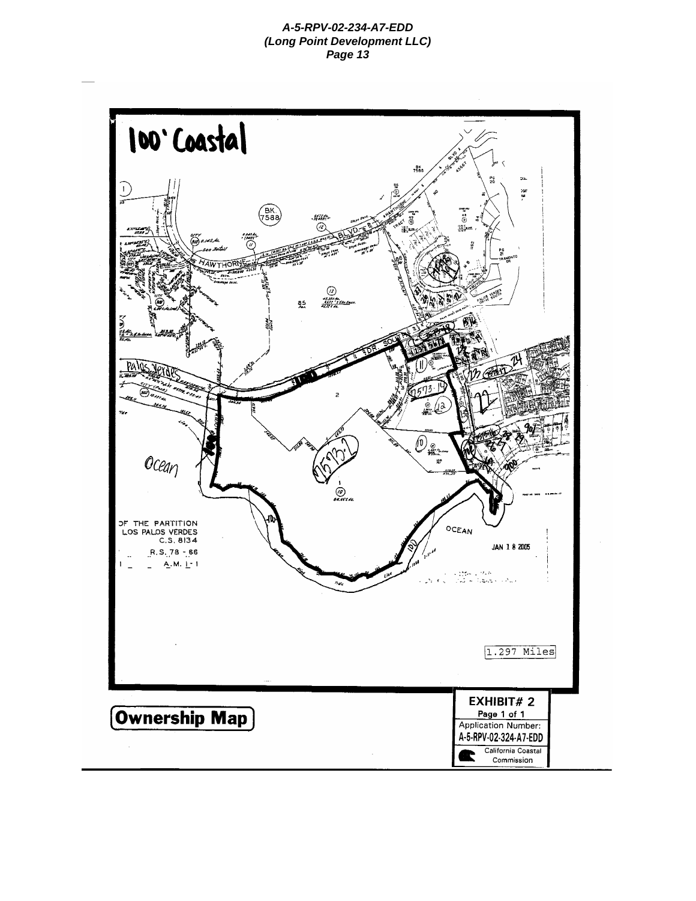100' Coastal

Ocean

OF THE PARTITION
LOS PALOS VERDES
C.S. 8134
R.S. 78 - 66
A.M. 1 - 1

OCEAN

JAN 1 8 2005

1.297 Miles

**Ownership Map**

**EXHIBIT# 2**
Page 1 of 1
Application Number:
**A-5-RPV-02-324-A7-EDD**
California Coastal Commission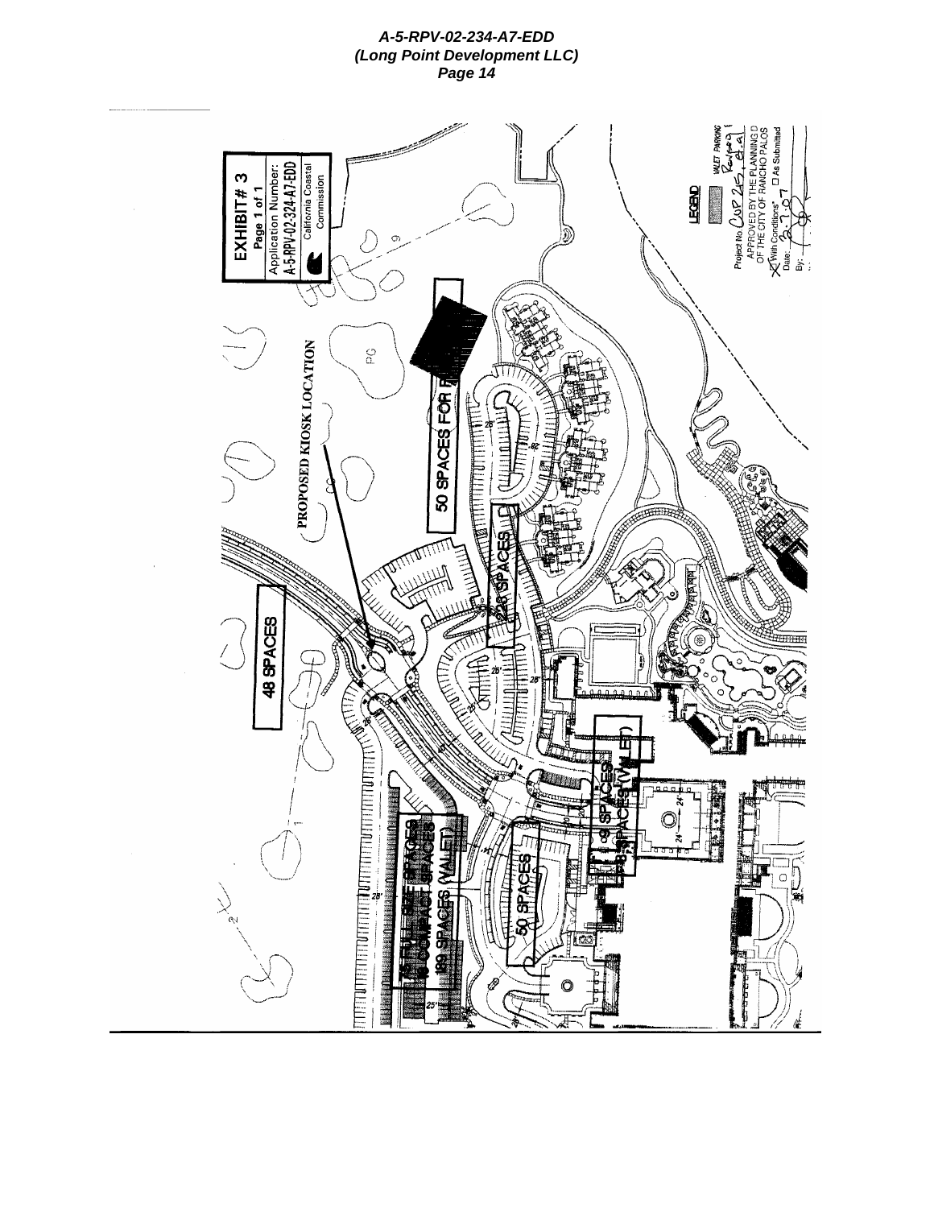**EXHIBIT # 3**
**Page 1 of 1**
Application Number: A-5-RPV-02-324-A7-EDD
California Coastal Commission

PROPOSED KIOSK LOCATION

50 SPACES FOR R

48 SPACES

26 SPACES

50 SPACES

189 SPACES (VALET)

SPACES (VALET)

LEGEND

VALET PARKING

Project No. CUP 215, et.al
APPROVED BY THE PLANNING D
OF THE CITY OF RANCHO PALOS
☒ With Conditions* ☐ As Submitted
Date: 3-?-07
By: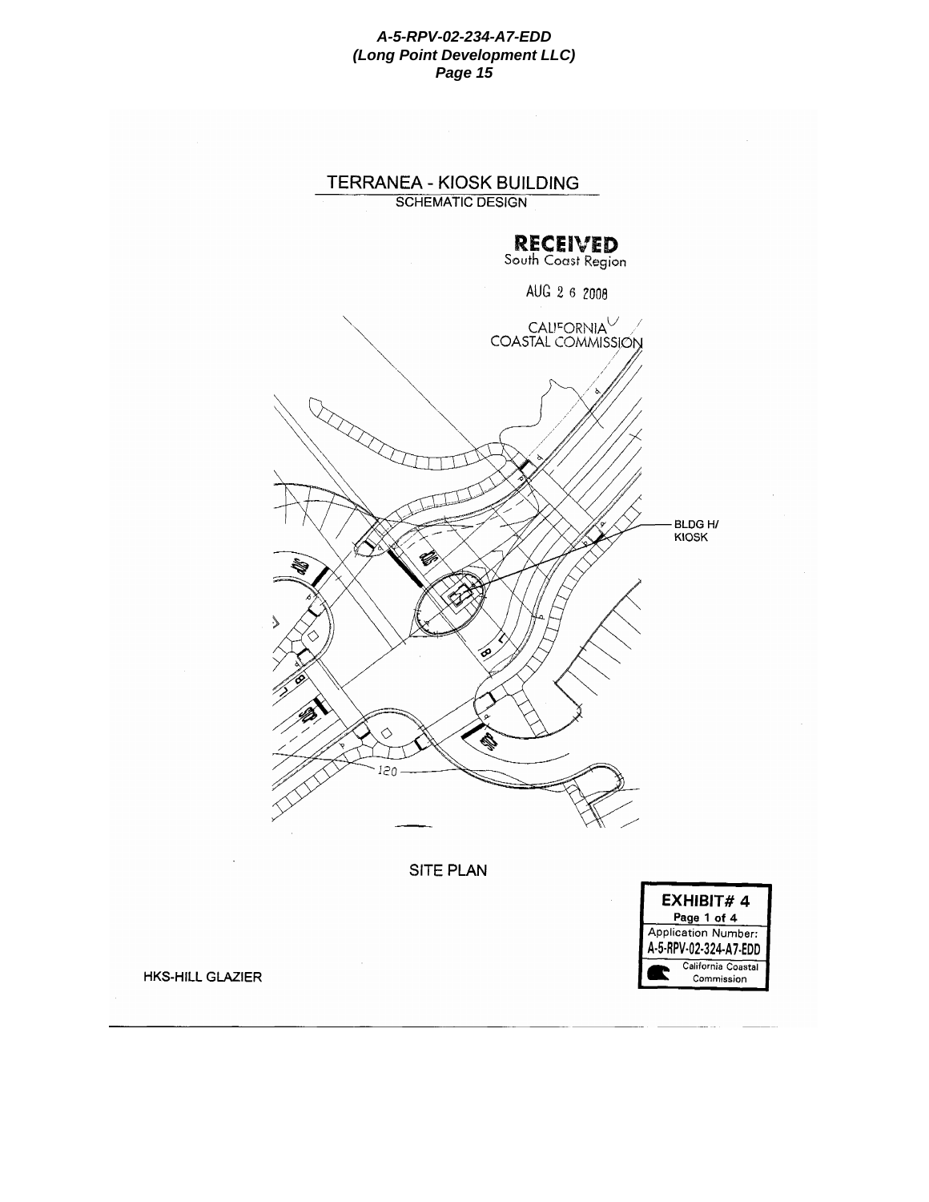# TERRANEA - KIOSK BUILDING

SCHEMATIC DESIGN

**RECEIVED**
South Coast Region

AUG 2 6 2008

CALIFORNIA
COASTAL COMMISSION

BLDG H/
KIOSK

120

SITE PLAN

| **EXHIBIT# 4** |
|---|
| Page 1 of 4 |
| Application Number: |
| **A-5-RPV-02-324-A7-EDD** |
| California Coastal Commission |

HKS-HILL GLAZIER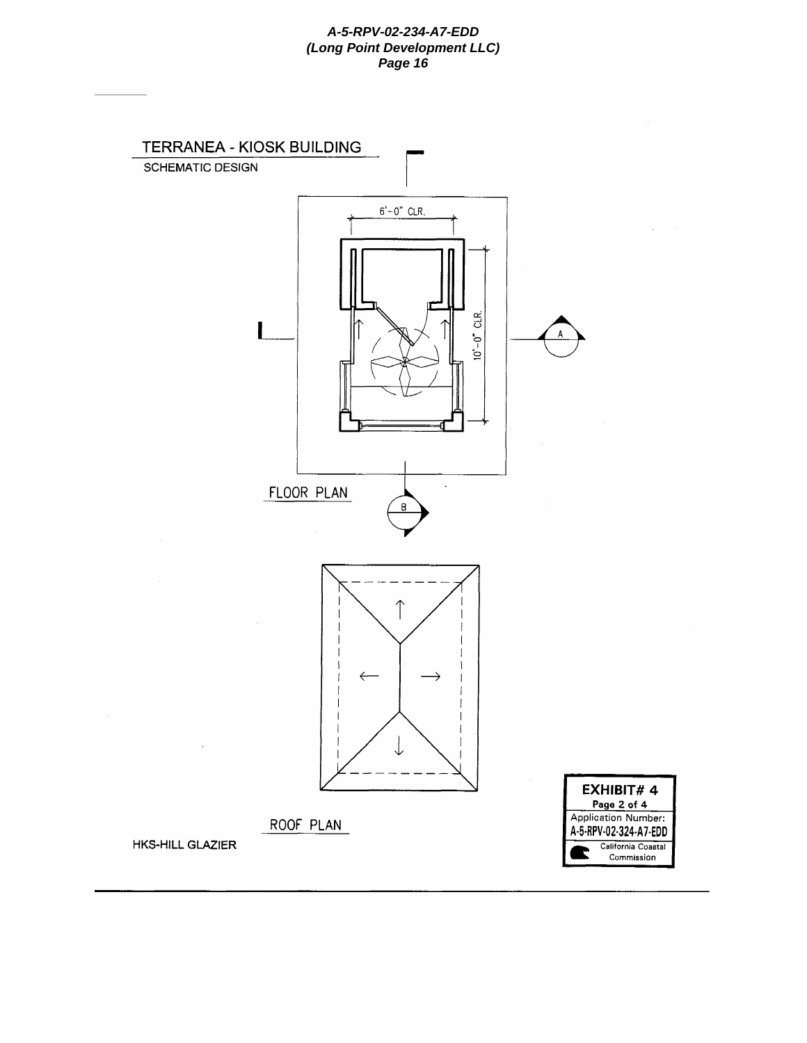## TERRANEA - KIOSK BUILDING

SCHEMATIC DESIGN

6'-0" CLR.

10'-0" CLR.

A

B

FLOOR PLAN

ROOF PLAN

HKS-HILL GLAZIER

**EXHIBIT# 4**
Page 2 of 4
Application Number:
A-5-RPV-02-324-A7-EDD
California Coastal Commission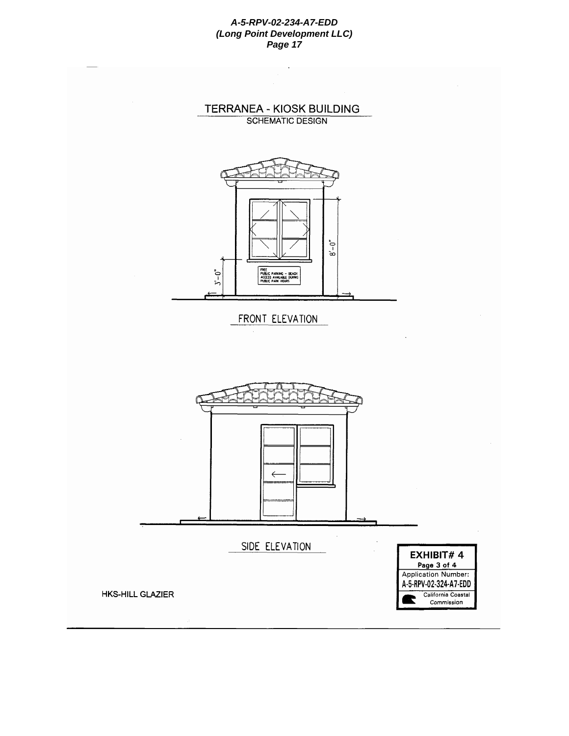# TERRANEA - KIOSK BUILDING

## SCHEMATIC DESIGN

FREE PUBLIC PARKING - BEACH ACCESS AVAILABLE DURING PUBLIC PARK HOURS

3'-0"

8'-0"

FRONT ELEVATION

SIDE ELEVATION

HKS-HILL GLAZIER

**EXHIBIT# 4**
Page 3 of 4
Application Number:
A-5-RPV-02-324-A7-EDD
California Coastal Commission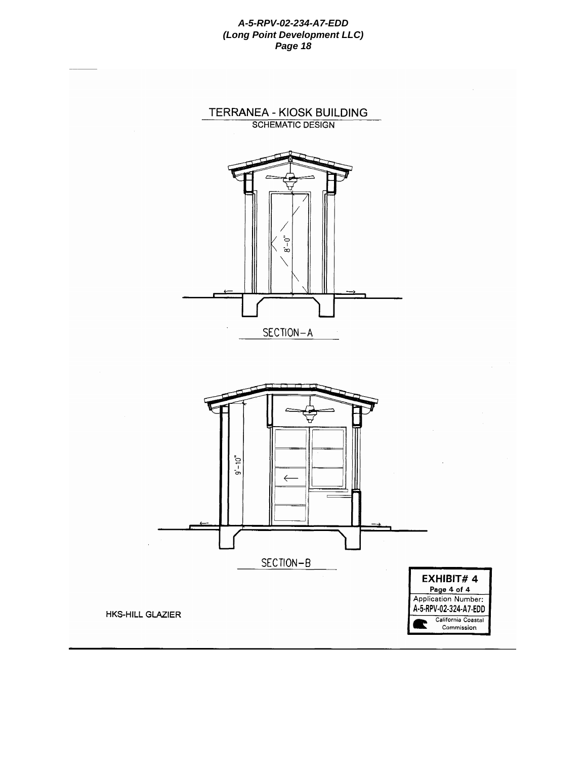# TERRANEA - KIOSK BUILDING

SCHEMATIC DESIGN

8'-0"

SECTION–A

9'-10"

SECTION–B

HKS-HILL GLAZIER

**EXHIBIT# 4**
**Page 4 of 4**
Application Number:
**A-5-RPV-02-324-A7-EDD**
California Coastal Commission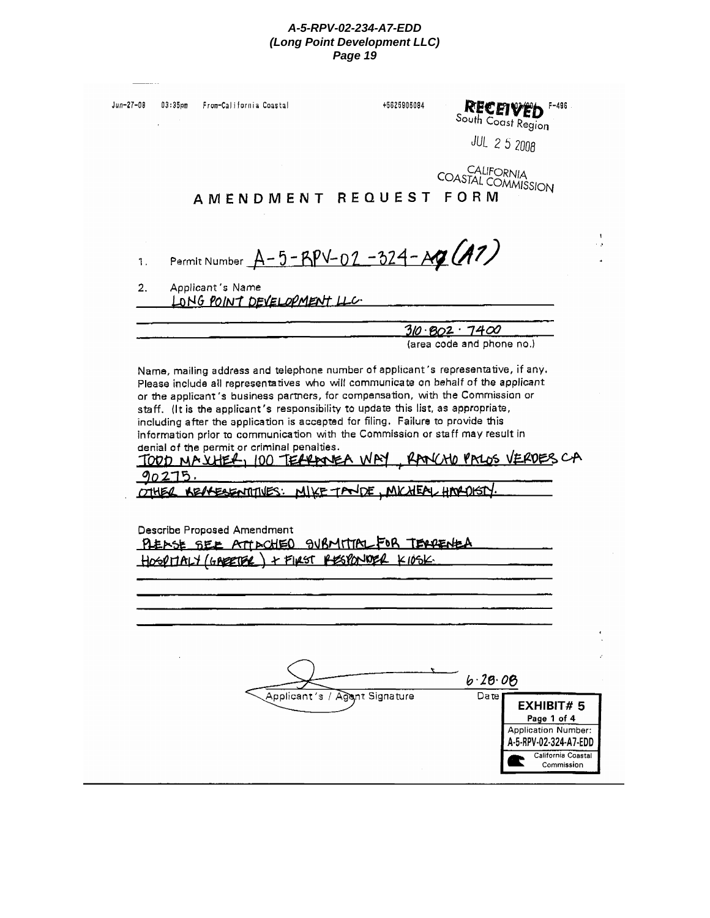Jun-27-08 03:35pm From-California Coastal +5625905084 F-496

**RECEIVED**
South Coast Region

JUL 25 2008

CALIFORNIA
COASTAL COMMISSION

# AMENDMENT REQUEST FORM

1. Permit Number A-5-RPV-02-324-A7 (A7)

2. Applicant's Name
LONG POINT DEVELOPMENT LLC.

310·802·7400
(area code and phone no.)

Name, mailing address and telephone number of applicant's representative, if any. Please include all representatives who will communicate on behalf of the applicant or the applicant's business partners, for compensation, with the Commission or staff. (It is the applicant's responsibility to update this list, as appropriate, including after the application is accepted for filing. Failure to provide this information prior to communication with the Commission or staff may result in denial of the permit or criminal penalties.
TODD MAYHEW, 100 TERRANEA WAY, RANCHO PALOS VERDES CA 90275.
OTHER REPRESENTATIVES: MIKE TANDE, MICHEAL HARDISTY.

Describe Proposed Amendment
PLEASE SEE ATTACHED SUBMITTAL FOR TERRANEA HOSPITALY (GREETER) + FIRST RESPONDER KIOSK.

Applicant's / Agent Signature

Date 6·26·08

**EXHIBIT# 5**
Page 1 of 4
Application Number:
A-5-RPV-02-324-A7-EDD
California Coastal Commission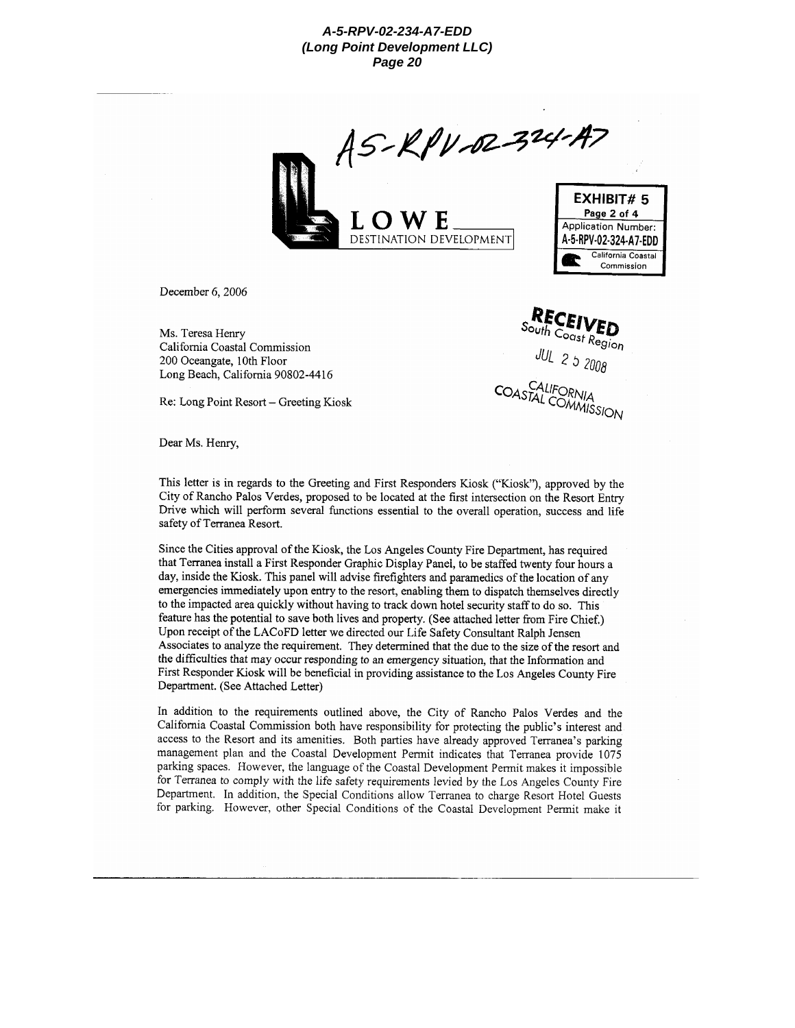A5-RPV-02-324-A7

LOWE
DESTINATION DEVELOPMENT

**EXHIBIT# 5**
**Page 2 of 4**
Application Number:
**A-5-RPV-02-324-A7-EDD**
California Coastal Commission

December 6, 2006

RECEIVED
South Coast Region
JUL 25 2008
CALIFORNIA COASTAL COMMISSION

Ms. Teresa Henry
California Coastal Commission
200 Oceangate, 10th Floor
Long Beach, California 90802-4416

Re: Long Point Resort – Greeting Kiosk

Dear Ms. Henry,

This letter is in regards to the Greeting and First Responders Kiosk ("Kiosk"), approved by the City of Rancho Palos Verdes, proposed to be located at the first intersection on the Resort Entry Drive which will perform several functions essential to the overall operation, success and life safety of Terranea Resort.

Since the Cities approval of the Kiosk, the Los Angeles County Fire Department, has required that Terranea install a First Responder Graphic Display Panel, to be staffed twenty four hours a day, inside the Kiosk. This panel will advise firefighters and paramedics of the location of any emergencies immediately upon entry to the resort, enabling them to dispatch themselves directly to the impacted area quickly without having to track down hotel security staff to do so. This feature has the potential to save both lives and property. (See attached letter from Fire Chief.) Upon receipt of the LACoFD letter we directed our Life Safety Consultant Ralph Jensen Associates to analyze the requirement. They determined that the due to the size of the resort and the difficulties that may occur responding to an emergency situation, that the Information and First Responder Kiosk will be beneficial in providing assistance to the Los Angeles County Fire Department. (See Attached Letter)

In addition to the requirements outlined above, the City of Rancho Palos Verdes and the California Coastal Commission both have responsibility for protecting the public's interest and access to the Resort and its amenities. Both parties have already approved Terranea's parking management plan and the Coastal Development Permit indicates that Terranea provide 1075 parking spaces. However, the language of the Coastal Development Permit makes it impossible for Terranea to comply with the life safety requirements levied by the Los Angeles County Fire Department. In addition, the Special Conditions allow Terranea to charge Resort Hotel Guests for parking. However, other Special Conditions of the Coastal Development Permit make it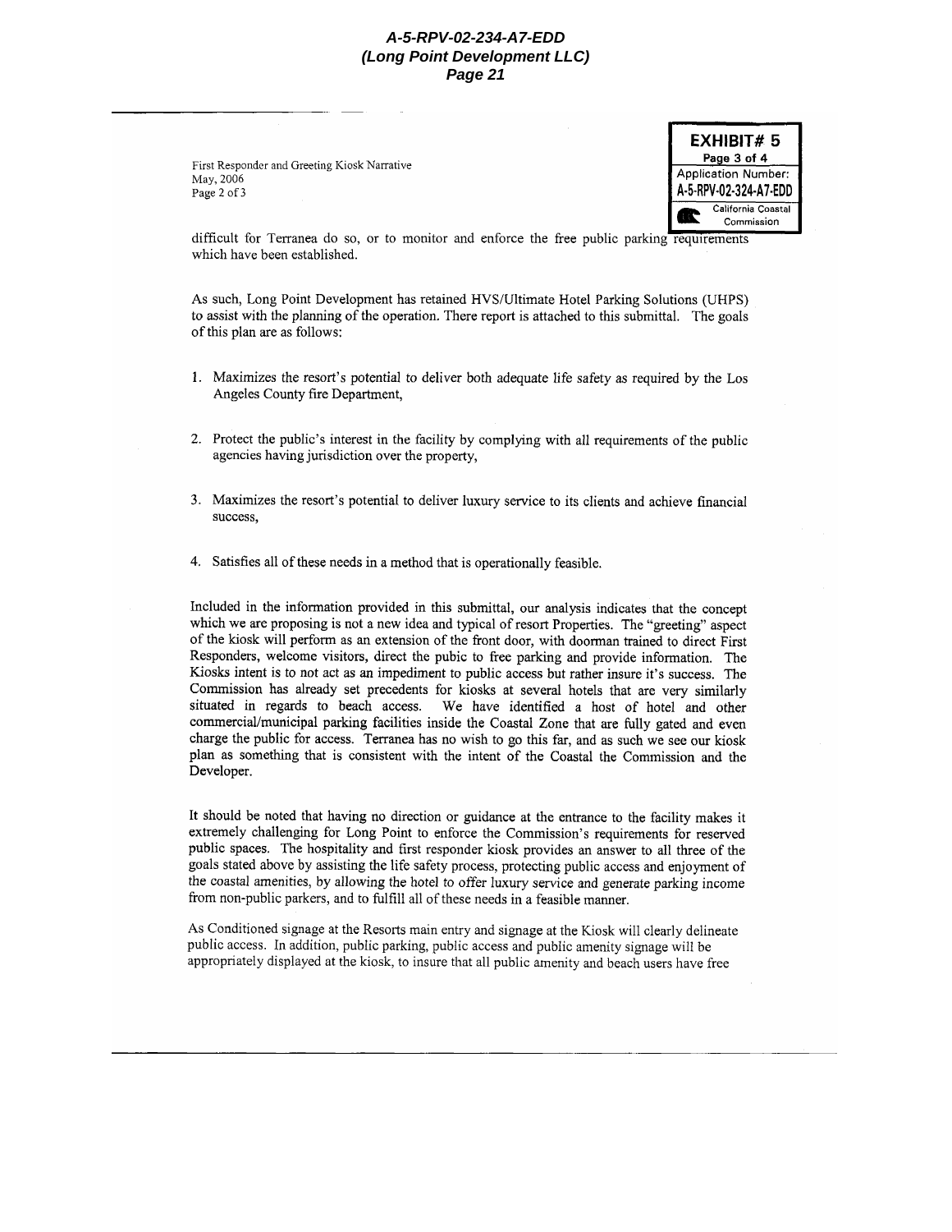First Responder and Greeting Kiosk Narrative
May, 2006
Page 2 of 3

**EXHIBIT# 5**
**Page 3 of 4**
Application Number:
**A-5-RPV-02-324-A7-EDD**
California Coastal Commission

difficult for Terranea do so, or to monitor and enforce the free public parking requirements which have been established.

As such, Long Point Development has retained HVS/Ultimate Hotel Parking Solutions (UHPS) to assist with the planning of the operation. There report is attached to this submittal. The goals of this plan are as follows:

1. Maximizes the resort's potential to deliver both adequate life safety as required by the Los Angeles County fire Department,

2. Protect the public's interest in the facility by complying with all requirements of the public agencies having jurisdiction over the property,

3. Maximizes the resort's potential to deliver luxury service to its clients and achieve financial success,

4. Satisfies all of these needs in a method that is operationally feasible.

Included in the information provided in this submittal, our analysis indicates that the concept which we are proposing is not a new idea and typical of resort Properties. The "greeting" aspect of the kiosk will perform as an extension of the front door, with doorman trained to direct First Responders, welcome visitors, direct the pubic to free parking and provide information. The Kiosks intent is to not act as an impediment to public access but rather insure it's success. The Commission has already set precedents for kiosks at several hotels that are very similarly situated in regards to beach access. We have identified a host of hotel and other commercial/municipal parking facilities inside the Coastal Zone that are fully gated and even charge the public for access. Terranea has no wish to go this far, and as such we see our kiosk plan as something that is consistent with the intent of the Coastal the Commission and the Developer.

It should be noted that having no direction or guidance at the entrance to the facility makes it extremely challenging for Long Point to enforce the Commission's requirements for reserved public spaces. The hospitality and first responder kiosk provides an answer to all three of the goals stated above by assisting the life safety process, protecting public access and enjoyment of the coastal amenities, by allowing the hotel to offer luxury service and generate parking income from non-public parkers, and to fulfill all of these needs in a feasible manner.

As Conditioned signage at the Resorts main entry and signage at the Kiosk will clearly delineate public access. In addition, public parking, public access and public amenity signage will be appropriately displayed at the kiosk, to insure that all public amenity and beach users have free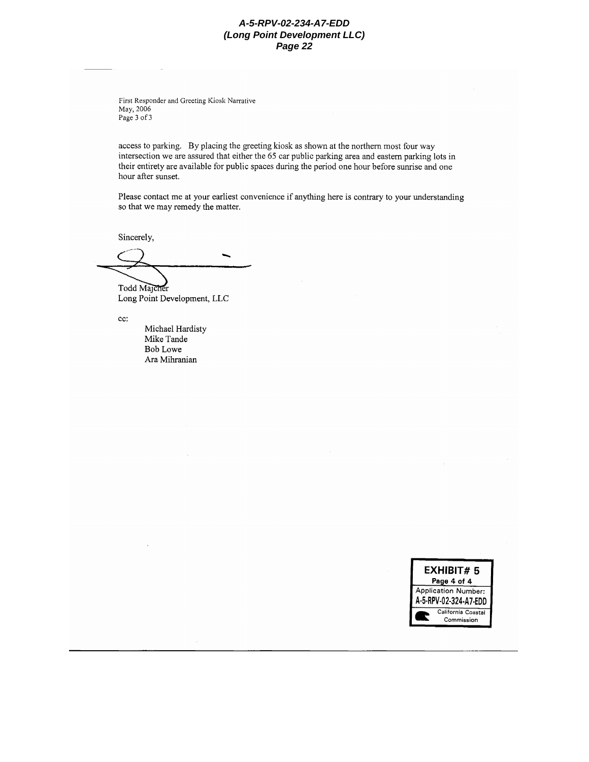First Responder and Greeting Kiosk Narrative
May, 2006
Page 3 of 3

access to parking. By placing the greeting kiosk as shown at the northern most four way intersection we are assured that either the 65 car public parking area and eastern parking lots in their entirety are available for public spaces during the period one hour before sunrise and one hour after sunset.

Please contact me at your earliest convenience if anything here is contrary to your understanding so that we may remedy the matter.

Sincerely,

Todd Majcher
Long Point Development, LLC

cc:

- Michael Hardisty
- Mike Tande
- Bob Lowe
- Ara Mihranian

**EXHIBIT# 5**
**Page 4 of 4**
Application Number:
**A-5-RPV-02-324-A7-EDD**
California Coastal Commission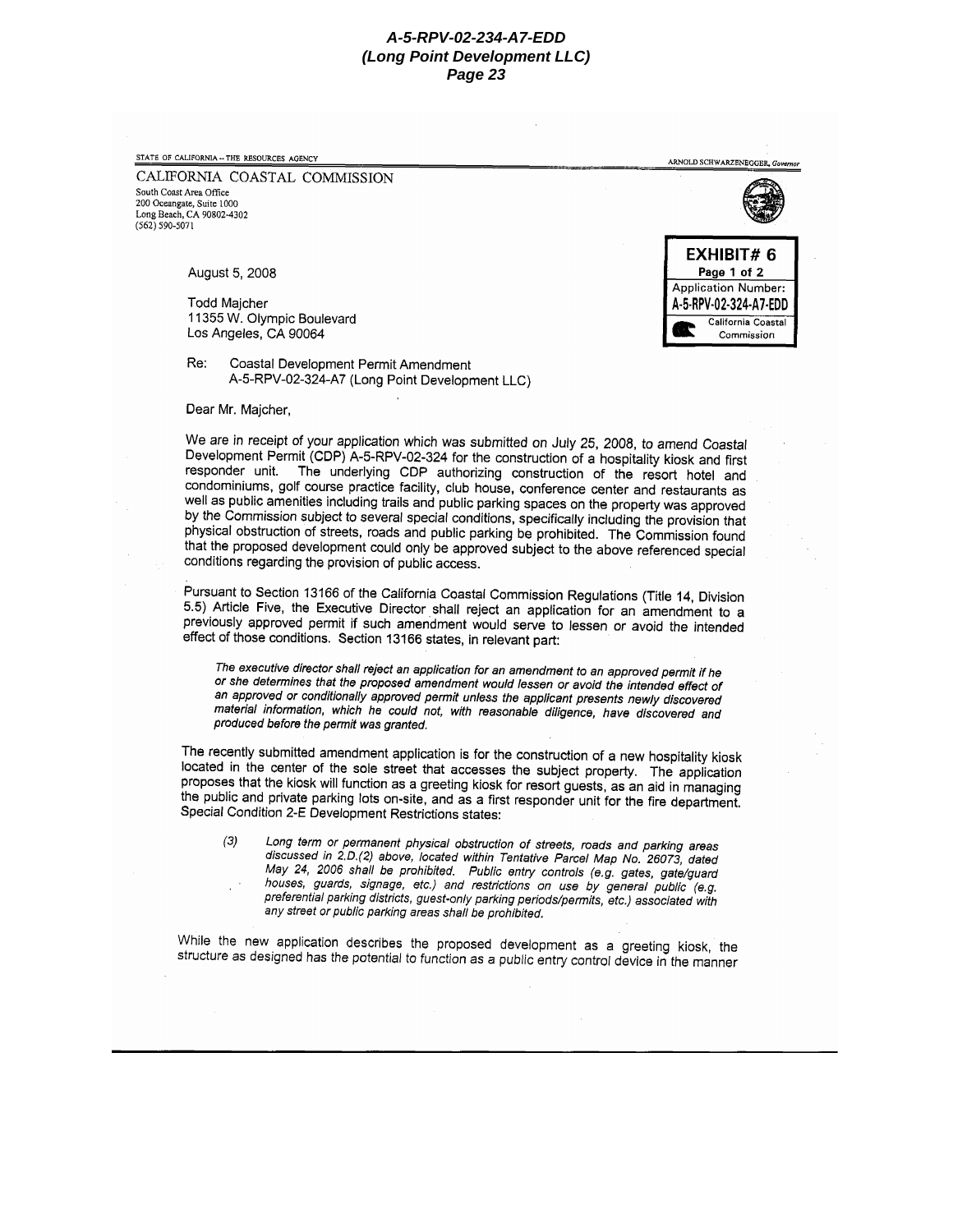STATE OF CALIFORNIA -- THE RESOURCES AGENCY

ARNOLD SCHWARZENEGGER, *Governor*

CALIFORNIA COASTAL COMMISSION
South Coast Area Office
200 Oceangate, Suite 1000
Long Beach, CA 90802-4302
(562) 590-5071

**EXHIBIT# 6**
**Page 1 of 2**
Application Number:
**A-5-RPV-02-324-A7-EDD**
California Coastal Commission

August 5, 2008

Todd Majcher
11355 W. Olympic Boulevard
Los Angeles, CA 90064

Re: Coastal Development Permit Amendment
A-5-RPV-02-324-A7 (Long Point Development LLC)

Dear Mr. Majcher,

We are in receipt of your application which was submitted on July 25, 2008, to amend Coastal Development Permit (CDP) A-5-RPV-02-324 for the construction of a hospitality kiosk and first responder unit. The underlying CDP authorizing construction of the resort hotel and condominiums, golf course practice facility, club house, conference center and restaurants as well as public amenities including trails and public parking spaces on the property was approved by the Commission subject to several special conditions, specifically including the provision that physical obstruction of streets, roads and public parking be prohibited. The Commission found that the proposed development could only be approved subject to the above referenced special conditions regarding the provision of public access.

Pursuant to Section 13166 of the California Coastal Commission Regulations (Title 14, Division 5.5) Article Five, the Executive Director shall reject an application for an amendment to a previously approved permit if such amendment would serve to lessen or avoid the intended effect of those conditions. Section 13166 states, in relevant part:

> *The executive director shall reject an application for an amendment to an approved permit if he or she determines that the proposed amendment would lessen or avoid the intended effect of an approved or conditionally approved permit unless the applicant presents newly discovered material information, which he could not, with reasonable diligence, have discovered and produced before the permit was granted.*

The recently submitted amendment application is for the construction of a new hospitality kiosk located in the center of the sole street that accesses the subject property. The application proposes that the kiosk will function as a greeting kiosk for resort guests, as an aid in managing the public and private parking lots on-site, and as a first responder unit for the fire department. Special Condition 2-E Development Restrictions states:

> (3) *Long term or permanent physical obstruction of streets, roads and parking areas discussed in 2.D.(2) above, located within Tentative Parcel Map No. 26073, dated May 24, 2006 shall be prohibited. Public entry controls (e.g. gates, gate/guard houses, guards, signage, etc.) and restrictions on use by general public (e.g. preferential parking districts, guest-only parking periods/permits, etc.) associated with any street or public parking areas shall be prohibited.*

While the new application describes the proposed development as a greeting kiosk, the structure as designed has the potential to function as a public entry control device in the manner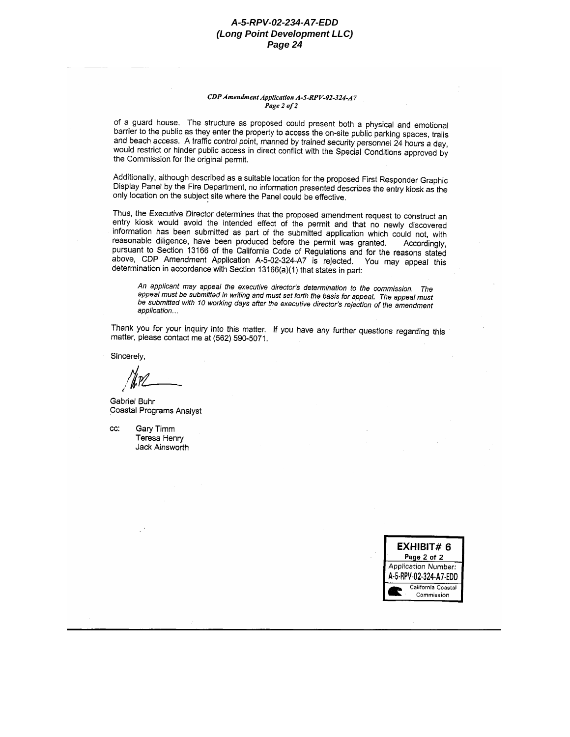*CDP Amendment Application A-5-RPV-02-324-A7*
*Page 2 of 2*

of a guard house. The structure as proposed could present both a physical and emotional barrier to the public as they enter the property to access the on-site public parking spaces, trails and beach access. A traffic control point, manned by trained security personnel 24 hours a day, would restrict or hinder public access in direct conflict with the Special Conditions approved by the Commission for the original permit.

Additionally, although described as a suitable location for the proposed First Responder Graphic Display Panel by the Fire Department, no information presented describes the entry kiosk as the only location on the subject site where the Panel could be effective.

Thus, the Executive Director determines that the proposed amendment request to construct an entry kiosk would avoid the intended effect of the permit and that no newly discovered information has been submitted as part of the submitted application which could not, with reasonable diligence, have been produced before the permit was granted. Accordingly, pursuant to Section 13166 of the California Code of Regulations and for the reasons stated above, CDP Amendment Application A-5-02-324-A7 is rejected. You may appeal this determination in accordance with Section 13166(a)(1) that states in part:

> *An applicant may appeal the executive director's determination to the commission. The appeal must be submitted in writing and must set forth the basis for appeal. The appeal must be submitted with 10 working days after the executive director's rejection of the amendment application...*

Thank you for your inquiry into this matter. If you have any further questions regarding this matter, please contact me at (562) 590-5071.

Sincerely,

Gabriel Buhr
Coastal Programs Analyst

cc: Gary Timm
Teresa Henry
Jack Ainsworth

**EXHIBIT# 6**
Page 2 of 2
Application Number:
A-5-RPV-02-324-A7-EDD
California Coastal Commission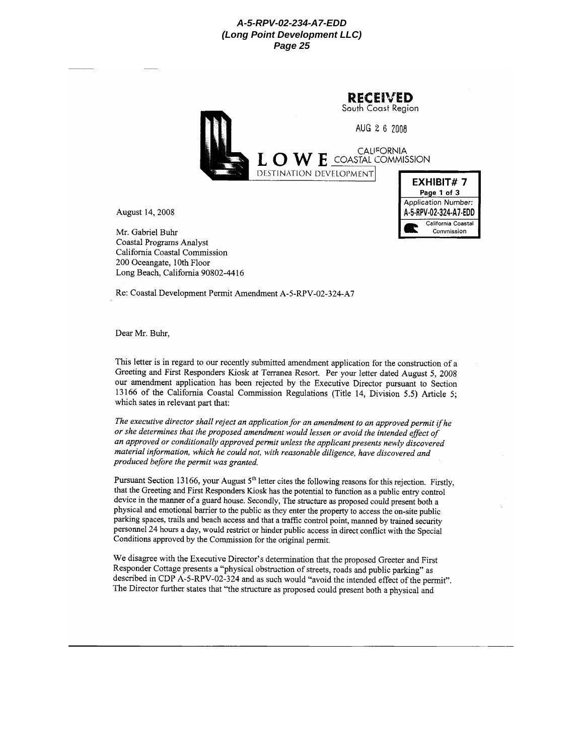**RECEIVED**
South Coast Region

AUG 2 6 2008

CALIFORNIA
COASTAL COMMISSION

**LOWE**
DESTINATION DEVELOPMENT

**EXHIBIT# 7**
**Page 1 of 3**
Application Number:
**A-5-RPV-02-324-A7-EDD**
California Coastal Commission

August 14, 2008

Mr. Gabriel Buhr
Coastal Programs Analyst
California Coastal Commission
200 Oceangate, 10th Floor
Long Beach, California 90802-4416

Re: Coastal Development Permit Amendment A-5-RPV-02-324-A7

Dear Mr. Buhr,

This letter is in regard to our recently submitted amendment application for the construction of a Greeting and First Responders Kiosk at Terranea Resort. Per your letter dated August 5, 2008 our amendment application has been rejected by the Executive Director pursuant to Section 13166 of the California Coastal Commission Regulations (Title 14, Division 5.5) Article 5; which sates in relevant part that:

*The executive director shall reject an application for an amendment to an approved permit if he or she determines that the proposed amendment would lessen or avoid the intended effect of an approved or conditionally approved permit unless the applicant presents newly discovered material information, which he could not, with reasonable diligence, have discovered and produced before the permit was granted.*

Pursuant Section 13166, your August 5th letter cites the following reasons for this rejection. Firstly, that the Greeting and First Responders Kiosk has the potential to function as a public entry control device in the manner of a guard house. Secondly, The structure as proposed could present both a physical and emotional barrier to the public as they enter the property to access the on-site public parking spaces, trails and beach access and that a traffic control point, manned by trained security personnel 24 hours a day, would restrict or hinder public access in direct conflict with the Special Conditions approved by the Commission for the original permit.

We disagree with the Executive Director's determination that the proposed Greeter and First Responder Cottage presents a "physical obstruction of streets, roads and public parking" as described in CDP A-5-RPV-02-324 and as such would "avoid the intended effect of the permit". The Director further states that "the structure as proposed could present both a physical and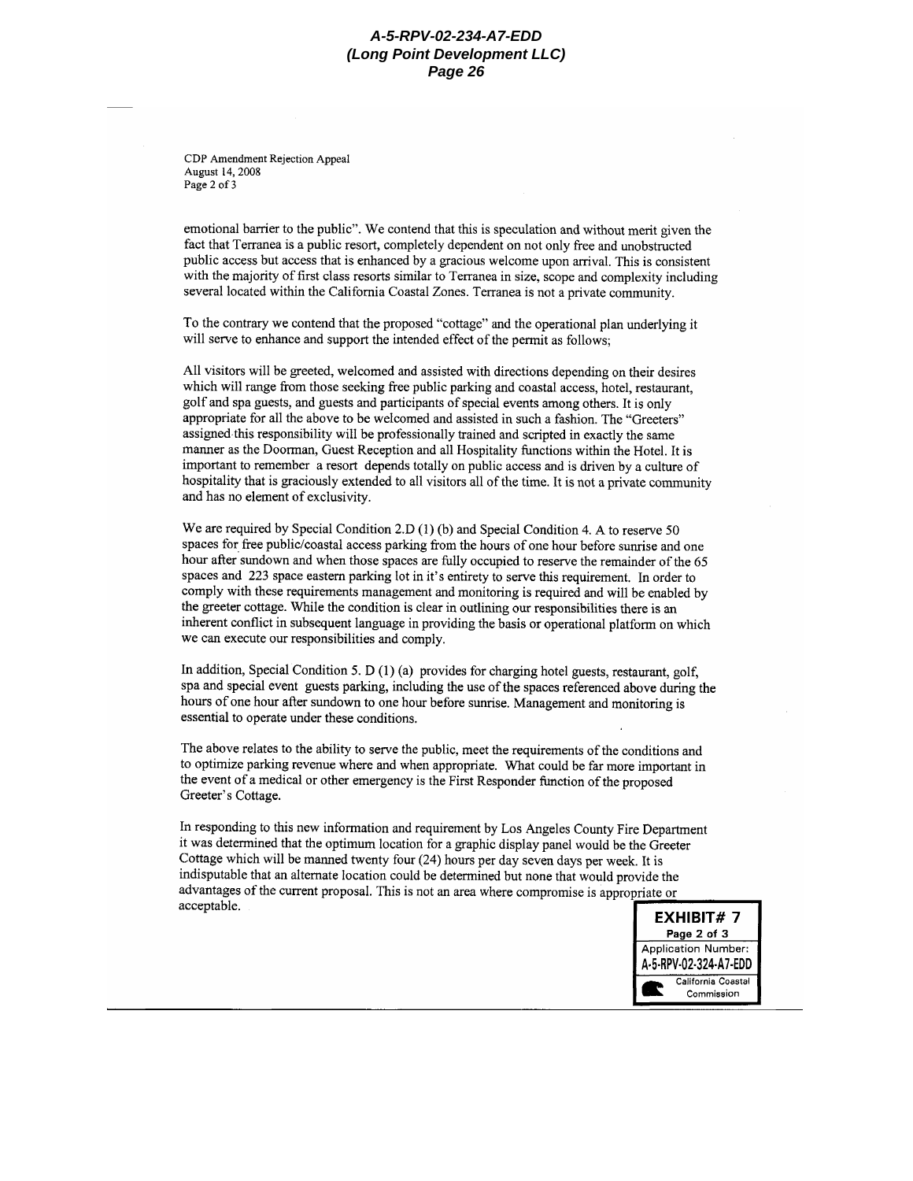CDP Amendment Rejection Appeal
August 14, 2008
Page 2 of 3

emotional barrier to the public". We contend that this is speculation and without merit given the fact that Terranea is a public resort, completely dependent on not only free and unobstructed public access but access that is enhanced by a gracious welcome upon arrival. This is consistent with the majority of first class resorts similar to Terranea in size, scope and complexity including several located within the California Coastal Zones. Terranea is not a private community.

To the contrary we contend that the proposed "cottage" and the operational plan underlying it will serve to enhance and support the intended effect of the permit as follows;

All visitors will be greeted, welcomed and assisted with directions depending on their desires which will range from those seeking free public parking and coastal access, hotel, restaurant, golf and spa guests, and guests and participants of special events among others. It is only appropriate for all the above to be welcomed and assisted in such a fashion. The "Greeters" assigned this responsibility will be professionally trained and scripted in exactly the same manner as the Doorman, Guest Reception and all Hospitality functions within the Hotel. It is important to remember a resort depends totally on public access and is driven by a culture of hospitality that is graciously extended to all visitors all of the time. It is not a private community and has no element of exclusivity.

We are required by Special Condition 2.D (1) (b) and Special Condition 4. A to reserve 50 spaces for free public/coastal access parking from the hours of one hour before sunrise and one hour after sundown and when those spaces are fully occupied to reserve the remainder of the 65 spaces and 223 space eastern parking lot in it's entirety to serve this requirement. In order to comply with these requirements management and monitoring is required and will be enabled by the greeter cottage. While the condition is clear in outlining our responsibilities there is an inherent conflict in subsequent language in providing the basis or operational platform on which we can execute our responsibilities and comply.

In addition, Special Condition 5. D (1) (a) provides for charging hotel guests, restaurant, golf, spa and special event guests parking, including the use of the spaces referenced above during the hours of one hour after sundown to one hour before sunrise. Management and monitoring is essential to operate under these conditions.

The above relates to the ability to serve the public, meet the requirements of the conditions and to optimize parking revenue where and when appropriate. What could be far more important in the event of a medical or other emergency is the First Responder function of the proposed Greeter's Cottage.

In responding to this new information and requirement by Los Angeles County Fire Department it was determined that the optimum location for a graphic display panel would be the Greeter Cottage which will be manned twenty four (24) hours per day seven days per week. It is indisputable that an alternate location could be determined but none that would provide the advantages of the current proposal. This is not an area where compromise is appropriate or acceptable.

EXHIBIT# 7
Page 2 of 3
Application Number:
A-5-RPV-02-324-A7-EDD
California Coastal Commission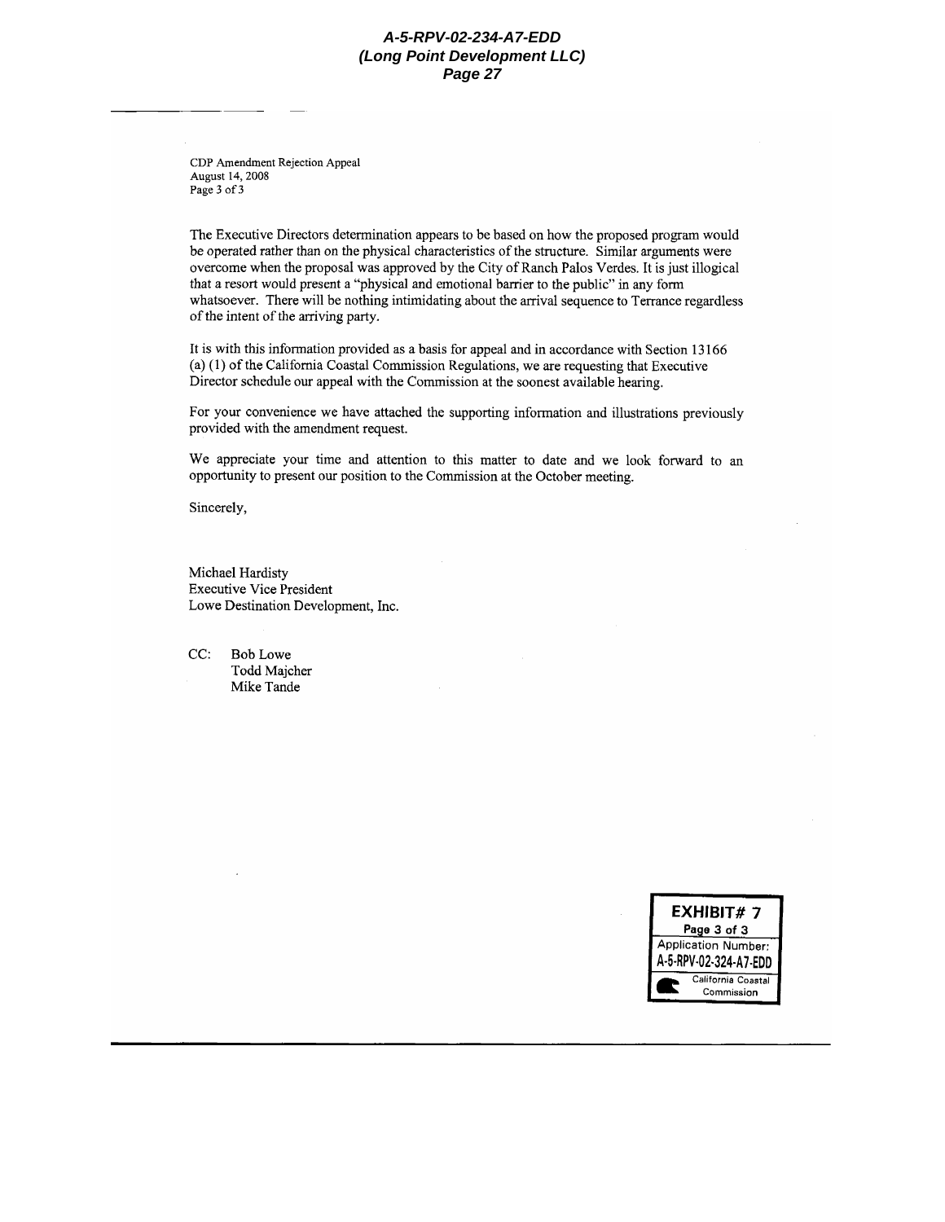CDP Amendment Rejection Appeal
August 14, 2008
Page 3 of 3

The Executive Directors determination appears to be based on how the proposed program would be operated rather than on the physical characteristics of the structure. Similar arguments were overcome when the proposal was approved by the City of Ranch Palos Verdes. It is just illogical that a resort would present a "physical and emotional barrier to the public" in any form whatsoever. There will be nothing intimidating about the arrival sequence to Terrance regardless of the intent of the arriving party.

It is with this information provided as a basis for appeal and in accordance with Section 13166 (a) (1) of the California Coastal Commission Regulations, we are requesting that Executive Director schedule our appeal with the Commission at the soonest available hearing.

For your convenience we have attached the supporting information and illustrations previously provided with the amendment request.

We appreciate your time and attention to this matter to date and we look forward to an opportunity to present our position to the Commission at the October meeting.

Sincerely,

Michael Hardisty
Executive Vice President
Lowe Destination Development, Inc.

CC: Bob Lowe
Todd Majcher
Mike Tande

**EXHIBIT# 7**
Page 3 of 3
Application Number:
A-5-RPV-02-324-A7-EDD
California Coastal Commission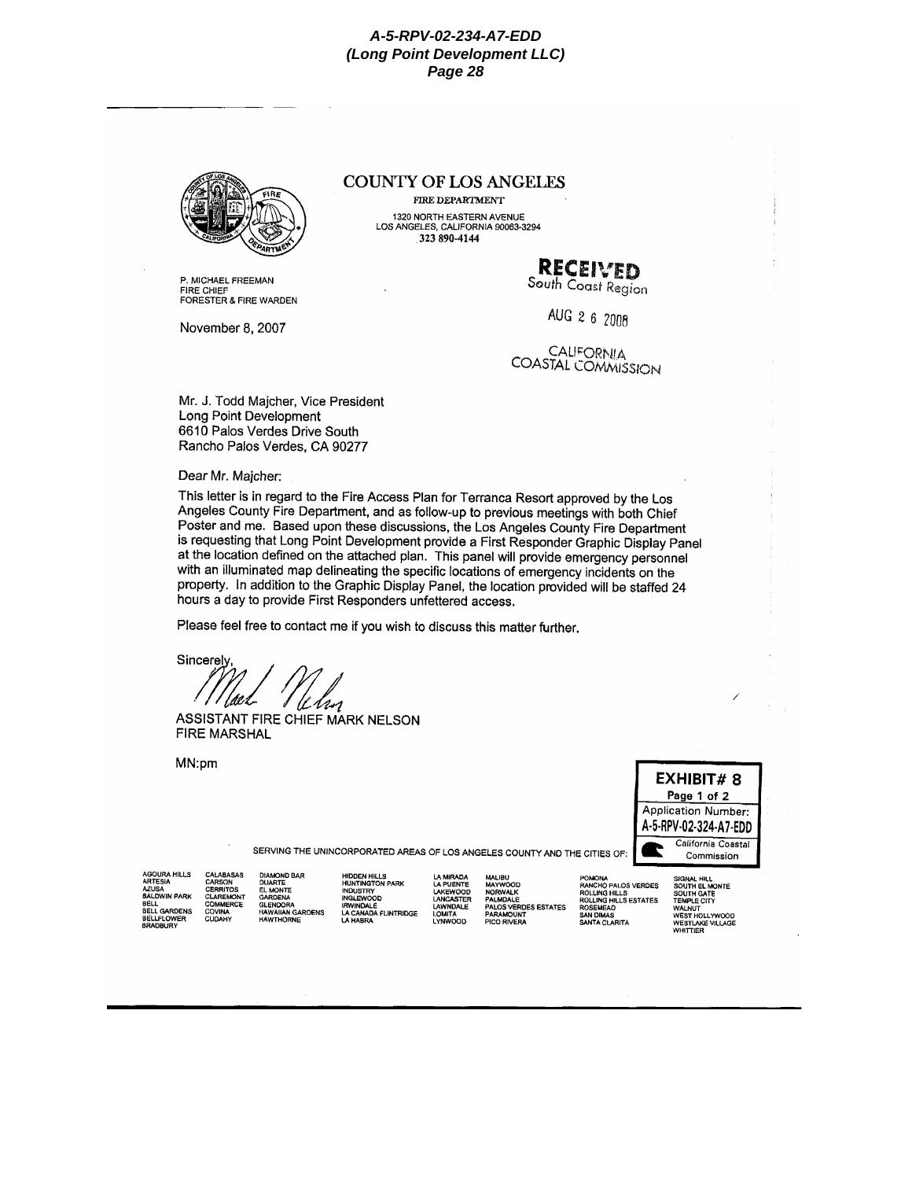**COUNTY OF LOS ANGELES**

FIRE DEPARTMENT

1320 NORTH EASTERN AVENUE
LOS ANGELES, CALIFORNIA 90063-3294
323 890-4144

P. MICHAEL FREEMAN
FIRE CHIEF
FORESTER & FIRE WARDEN

RECEIVED
South Coast Region

AUG 26 2008

CALIFORNIA
COASTAL COMMISSION

November 8, 2007

Mr. J. Todd Majcher, Vice President
Long Point Development
6610 Palos Verdes Drive South
Rancho Palos Verdes, CA 90277

Dear Mr. Majcher:

This letter is in regard to the Fire Access Plan for Terranca Resort approved by the Los Angeles County Fire Department, and as follow-up to previous meetings with both Chief Poster and me. Based upon these discussions, the Los Angeles County Fire Department is requesting that Long Point Development provide a First Responder Graphic Display Panel at the location defined on the attached plan. This panel will provide emergency personnel with an illuminated map delineating the specific locations of emergency incidents on the property. In addition to the Graphic Display Panel, the location provided will be staffed 24 hours a day to provide First Responders unfettered access.

Please feel free to contact me if you wish to discuss this matter further.

Sincerely,

ASSISTANT FIRE CHIEF MARK NELSON
FIRE MARSHAL

MN:pm

**EXHIBIT# 8**
Page 1 of 2
Application Number:
A-5-RPV-02-324-A7-EDD
California Coastal Commission

SERVING THE UNINCORPORATED AREAS OF LOS ANGELES COUNTY AND THE CITIES OF:

AGOURA HILLS, ARTESIA, AZUSA, BALDWIN PARK, BELL, BELL GARDENS, BELLFLOWER, BRADBURY, CALABASAS, CARSON, CERRITOS, CLAREMONT, COMMERCE, COVINA, CUDAHY, DIAMOND BAR, DUARTE, EL MONTE, GARDENA, GLENDORA, HAWAIIAN GARDENS, HAWTHORNE, HIDDEN HILLS, HUNTINGTON PARK, INDUSTRY, INGLEWOOD, IRWINDALE, LA CANADA FLINTRIDGE, LA HABRA, LA MIRADA, LA PUENTE, LAKEWOOD, LANCASTER, LAWNDALE, LOMITA, LYNWOOD, MALIBU, MAYWOOD, NORWALK, PALMDALE, PALOS VERDES ESTATES, PARAMOUNT, PICO RIVERA, POMONA, RANCHO PALOS VERDES, ROLLING HILLS, ROLLING HILLS ESTATES, ROSEMEAD, SAN DIMAS, SANTA CLARITA, SIGNAL HILL, SOUTH EL MONTE, SOUTH GATE, TEMPLE CITY, WALNUT, WEST HOLLYWOOD, WESTLAKE VILLAGE, WHITTIER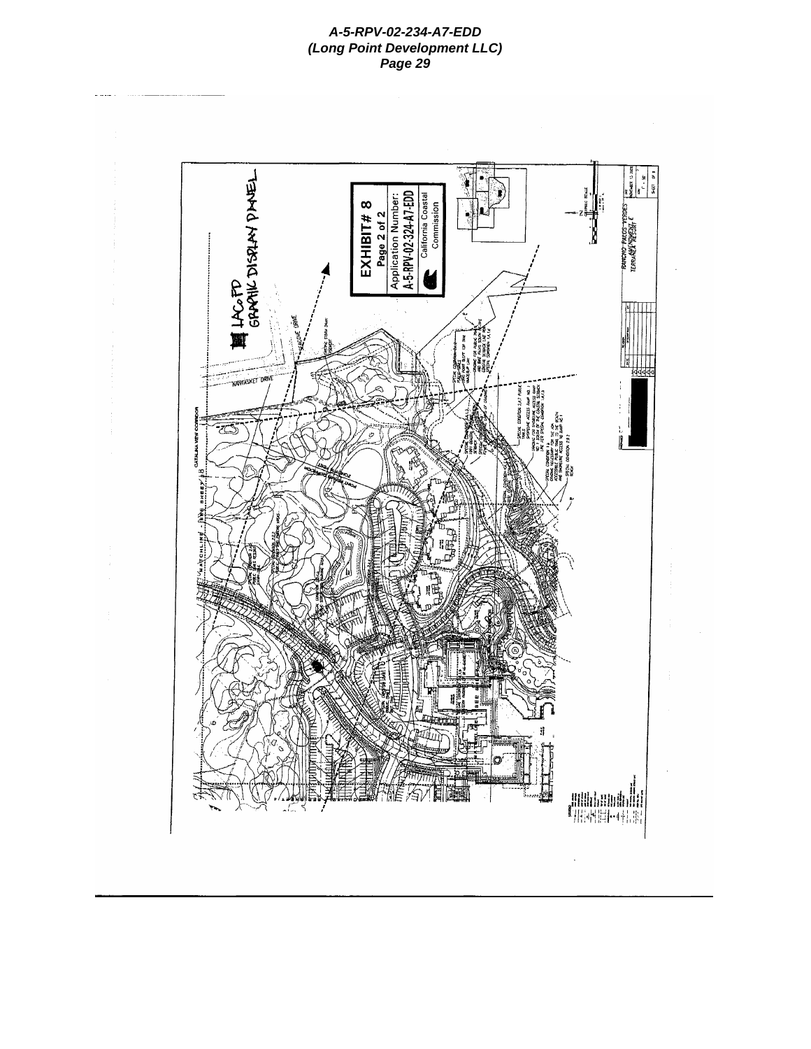**EXHIBIT # 8**

**Page 2 of 2**

Application Number:

A-5-RPV-02-324-A7-EDD

California Coastal Commission

LACoFD GRAPHIC DISPLAY PANEL

NANTASKET DRIVE

SEACOVE DRIVE

CATALINA VIEW CORRIDOR

MATCHLINE - SEE SHEET

RANCHO PALOS VERDES AMENDMENT TERRANEA RESORT